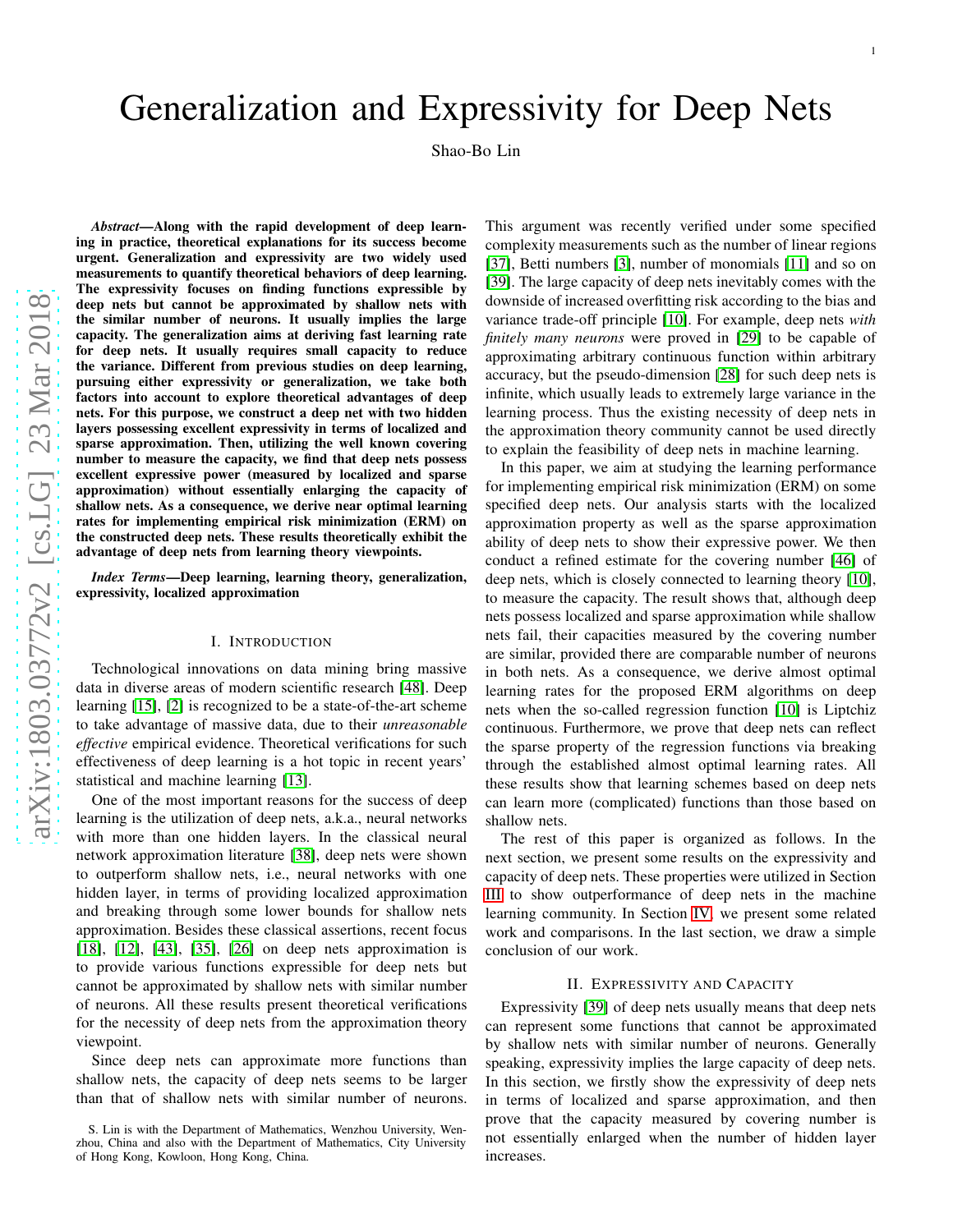# Generalization and Expressivity for Deep Nets

Shao-Bo Lin

***Abstract*—Along with the rapid development of deep learning in practice, theoretical explanations for its success become urgent. Generalization and expressivity are two widely used measurements to quantify theoretical behaviors of deep learning. The expressivity focuses on finding functions expressible by deep nets but cannot be approximated by shallow nets with the similar number of neurons. It usually implies the large capacity. The generalization aims at deriving fast learning rate for deep nets. It usually requires small capacity to reduce the variance. Different from previous studies on deep learning, pursuing either expressivity or generalization, we take both factors into account to explore theoretical advantages of deep nets. For this purpose, we construct a deep net with two hidden layers possessing excellent expressivity in terms of localized and sparse approximation. Then, utilizing the well known covering number to measure the capacity, we find that deep nets possess excellent expressive power (measured by localized and sparse approximation) without essentially enlarging the capacity of shallow nets. As a consequence, we derive near optimal learning rates for implementing empirical risk minimization (ERM) on the constructed deep nets. These results theoretically exhibit the advantage of deep nets from learning theory viewpoints.**

***Index Terms*—Deep learning, learning theory, generalization, expressivity, localized approximation**

## I. Introduction

Technological innovations on data mining bring massive data in diverse areas of modern scientific research [48]. Deep learning [15], [2] is recognized to be a state-of-the-art scheme to take advantage of massive data, due to their *unreasonable effective* empirical evidence. Theoretical verifications for such effectiveness of deep learning is a hot topic in recent years' statistical and machine learning [13].

One of the most important reasons for the success of deep learning is the utilization of deep nets, a.k.a., neural networks with more than one hidden layers. In the classical neural network approximation literature [38], deep nets were shown to outperform shallow nets, i.e., neural networks with one hidden layer, in terms of providing localized approximation and breaking through some lower bounds for shallow nets approximation. Besides these classical assertions, recent focus [18], [12], [43], [35], [26] on deep nets approximation is to provide various functions expressible for deep nets but cannot be approximated by shallow nets with similar number of neurons. All these results present theoretical verifications for the necessity of deep nets from the approximation theory viewpoint.

Since deep nets can approximate more functions than shallow nets, the capacity of deep nets seems to be larger than that of shallow nets with similar number of neurons. This argument was recently verified under some specified complexity measurements such as the number of linear regions [37], Betti numbers [3], number of monomials [11] and so on [39]. The large capacity of deep nets inevitably comes with the downside of increased overfitting risk according to the bias and variance trade-off principle [10]. For example, deep nets *with finitely many neurons* were proved in [29] to be capable of approximating arbitrary continuous function within arbitrary accuracy, but the pseudo-dimension [28] for such deep nets is infinite, which usually leads to extremely large variance in the learning process. Thus the existing necessity of deep nets in the approximation theory community cannot be used directly to explain the feasibility of deep nets in machine learning.

In this paper, we aim at studying the learning performance for implementing empirical risk minimization (ERM) on some specified deep nets. Our analysis starts with the localized approximation property as well as the sparse approximation ability of deep nets to show their expressive power. We then conduct a refined estimate for the covering number [46] of deep nets, which is closely connected to learning theory [10], to measure the capacity. The result shows that, although deep nets possess localized and sparse approximation while shallow nets fail, their capacities measured by the covering number are similar, provided there are comparable number of neurons in both nets. As a consequence, we derive almost optimal learning rates for the proposed ERM algorithms on deep nets when the so-called regression function [10] is Liptchiz continuous. Furthermore, we prove that deep nets can reflect the sparse property of the regression functions via breaking through the established almost optimal learning rates. All these results show that learning schemes based on deep nets can learn more (complicated) functions than those based on shallow nets.

The rest of this paper is organized as follows. In the next section, we present some results on the expressivity and capacity of deep nets. These properties were utilized in Section III to show outperformance of deep nets in the machine learning community. In Section IV, we present some related work and comparisons. In the last section, we draw a simple conclusion of our work.

## II. Expressivity and Capacity

Expressivity [39] of deep nets usually means that deep nets can represent some functions that cannot be approximated by shallow nets with similar number of neurons. Generally speaking, expressivity implies the large capacity of deep nets. In this section, we firstly show the expressivity of deep nets in terms of localized and sparse approximation, and then prove that the capacity measured by covering number is not essentially enlarged when the number of hidden layer increases.

S. Lin is with the Department of Mathematics, Wenzhou University, Wenzhou, China and also with the Department of Mathematics, City University of Hong Kong, Kowloon, Hong Kong, China.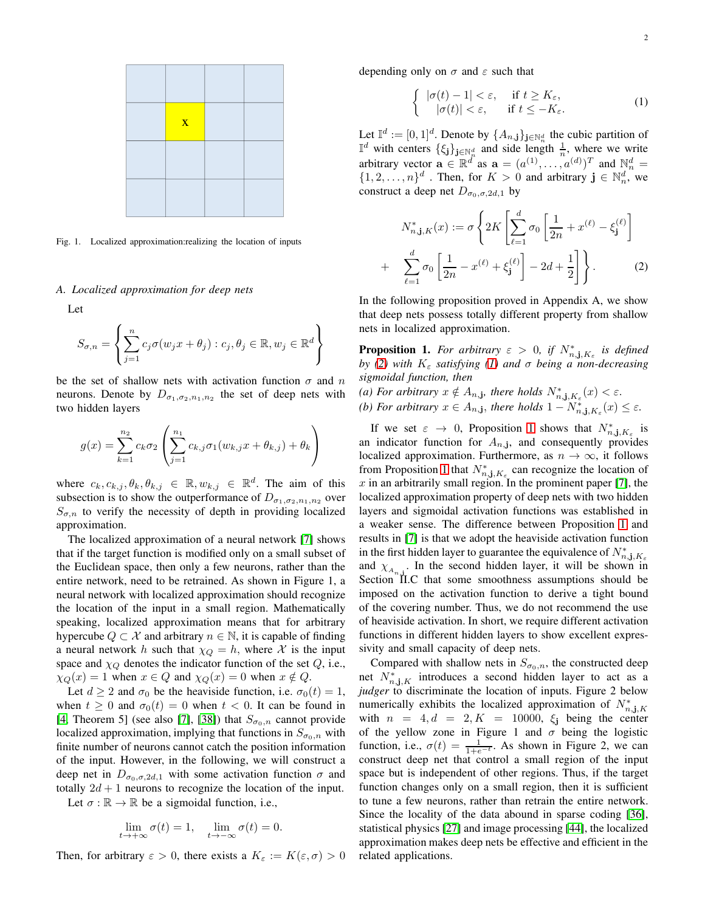Fig. 1. Localized approximation:realizing the location of inputs

### A. Localized approximation for deep nets

Let

$$S_{\sigma,n} = \left\{ \sum_{j=1}^{n} c_j \sigma(w_j x + \theta_j) : c_j, \theta_j \in \mathbb{R}, w_j \in \mathbb{R}^d \right\}$$

be the set of shallow nets with activation function $\sigma$ and $n$ neurons. Denote by $D_{\sigma_1,\sigma_2,n_1,n_2}$ the set of deep nets with two hidden layers

$$g(x) = \sum_{k=1}^{n_2} c_k \sigma_2 \left( \sum_{j=1}^{n_1} c_{k,j} \sigma_1 (w_{k,j} x + \theta_{k,j}) + \theta_k \right)$$

where $c_k, c_{k,j}, \theta_k, \theta_{k,j} \in \mathbb{R}, w_{k,j} \in \mathbb{R}^d$. The aim of this subsection is to show the outperformance of $D_{\sigma_1,\sigma_2,n_1,n_2}$ over $S_{\sigma,n}$ to verify the necessity of depth in providing localized approximation.

The localized approximation of a neural network [7] shows that if the target function is modified only on a small subset of the Euclidean space, then only a few neurons, rather than the entire network, need to be retrained. As shown in Figure 1, a neural network with localized approximation should recognize the location of the input in a small region. Mathematically speaking, localized approximation means that for arbitrary hypercube $Q \subset \mathcal{X}$ and arbitrary $n \in \mathbb{N}$, it is capable of finding a neural network $h$ such that $\chi_Q = h$, where $\mathcal{X}$ is the input space and $\chi_Q$ denotes the indicator function of the set $Q$, i.e., $\chi_Q(x) = 1$ when $x \in Q$ and $\chi_Q(x) = 0$ when $x \notin Q$.

Let $d \geq 2$ and $\sigma_0$ be the heaviside function, i.e. $\sigma_0(t) = 1$, when $t \geq 0$ and $\sigma_0(t) = 0$ when $t < 0$. It can be found in [4, Theorem 5] (see also [7], [38]) that $S_{\sigma_0,n}$ cannot provide localized approximation, implying that functions in $S_{\sigma_0,n}$ with finite number of neurons cannot catch the position information of the input. However, in the following, we will construct a deep net in $D_{\sigma_0,\sigma,2d,1}$ with some activation function $\sigma$ and totally $2d+1$ neurons to recognize the location of the input.

Let $\sigma : \mathbb{R} \to \mathbb{R}$ be a sigmoidal function, i.e.,

$$\lim_{t \to +\infty} \sigma(t) = 1, \quad \lim_{t \to -\infty} \sigma(t) = 0.$$

Then, for arbitrary $\varepsilon > 0$, there exists a $K_\varepsilon := K(\varepsilon, \sigma) > 0$ depending only on $\sigma$ and $\varepsilon$ such that

$$\begin{cases} |\sigma(t) - 1| < \varepsilon, & \text{if } t \geq K_\varepsilon, \\ |\sigma(t)| < \varepsilon, & \text{if } t \leq -K_\varepsilon. \end{cases} \quad (1)$$

Let $\mathbb{I}^d := [0,1]^d$. Denote by $\{A_{n,\mathbf{j}}\}_{\mathbf{j} \in \mathbb{N}_n^d}$ the cubic partition of $\mathbb{I}^d$ with centers $\{\xi_{\mathbf{j}}\}_{\mathbf{j} \in \mathbb{N}_n^d}$ and side length $\frac{1}{n}$, where we write arbitrary vector $\mathbf{a} \in \mathbb{R}^d$ as $\mathbf{a} = (a^{(1)}, \ldots, a^{(d)})^T$ and $\mathbb{N}_n^d = \{1, 2, \ldots, n\}^d$. Then, for $K > 0$ and arbitrary $\mathbf{j} \in \mathbb{N}_n^d$, we construct a deep net $D_{\sigma_0,\sigma,2d,1}$ by

$$N^*_{n,\mathbf{j},K}(x) := \sigma \left\{ 2K \left[ \sum_{\ell=1}^{d} \sigma_0 \left[ \frac{1}{2n} + x^{(\ell)} - \xi_{\mathbf{j}}^{(\ell)} \right] + \sum_{\ell=1}^{d} \sigma_0 \left[ \frac{1}{2n} - x^{(\ell)} + \xi_{\mathbf{j}}^{(\ell)} \right] - 2d + \frac{1}{2} \right] \right\}. \quad (2)$$

In the following proposition proved in Appendix A, we show that deep nets possess totally different property from shallow nets in localized approximation.

**Proposition 1.** *For arbitrary $\varepsilon > 0$, if $N^*_{n,\mathbf{j},K_\varepsilon}$ is defined by (2) with $K_\varepsilon$ satisfying (1) and $\sigma$ being a non-decreasing sigmoidal function, then*
*(a) For arbitrary $x \notin A_{n,\mathbf{j}}$, there holds $N^*_{n,\mathbf{j},K_\varepsilon}(x) < \varepsilon$.*
*(b) For arbitrary $x \in A_{n,\mathbf{j}}$, there holds $1 - N^*_{n,\mathbf{j},K_\varepsilon}(x) \leq \varepsilon$.*

If we set $\varepsilon \to 0$, Proposition 1 shows that $N^*_{n,\mathbf{j},K_\varepsilon}$ is an indicator function for $A_{n,\mathbf{j}}$, and consequently provides localized approximation. Furthermore, as $n \to \infty$, it follows from Proposition 1 that $N^*_{n,\mathbf{j},K_\varepsilon}$ can recognize the location of $x$ in an arbitrarily small region. In the prominent paper [7], the localized approximation property of deep nets with two hidden layers and sigmoidal activation functions was established in a weaker sense. The difference between Proposition 1 and results in [7] is that we adopt the heaviside activation function in the first hidden layer to guarantee the equivalence of $N^*_{n,\mathbf{j},K_\varepsilon}$ and $\chi_{A_{n,\mathbf{j}}}$. In the second hidden layer, it will be shown in Section II.C that some smoothness assumptions should be imposed on the activation function to derive a tight bound of the covering number. Thus, we do not recommend the use of heaviside activation. In short, we require different activation functions in different hidden layers to show excellent expressivity and small capacity of deep nets.

Compared with shallow nets in $S_{\sigma_0,n}$, the constructed deep net $N^*_{n,\mathbf{j},K}$ introduces a second hidden layer to act as a *judger* to discriminate the location of inputs. Figure 2 below numerically exhibits the localized approximation of $N^*_{n,\mathbf{j},K}$ with $n = 4, d = 2, K = 10000$, $\xi_{\mathbf{j}}$ being the center of the yellow zone in Figure 1 and $\sigma$ being the logistic function, i.e., $\sigma(t) = \frac{1}{1+e^{-t}}$. As shown in Figure 2, we can construct deep net that control a small region of the input space but is independent of other regions. Thus, if the target function changes only on a small region, then it is sufficient to tune a few neurons, rather than retrain the entire network. Since the locality of the data abound in sparse coding [36], statistical physics [27] and image processing [44], the localized approximation makes deep nets be effective and efficient in the related applications.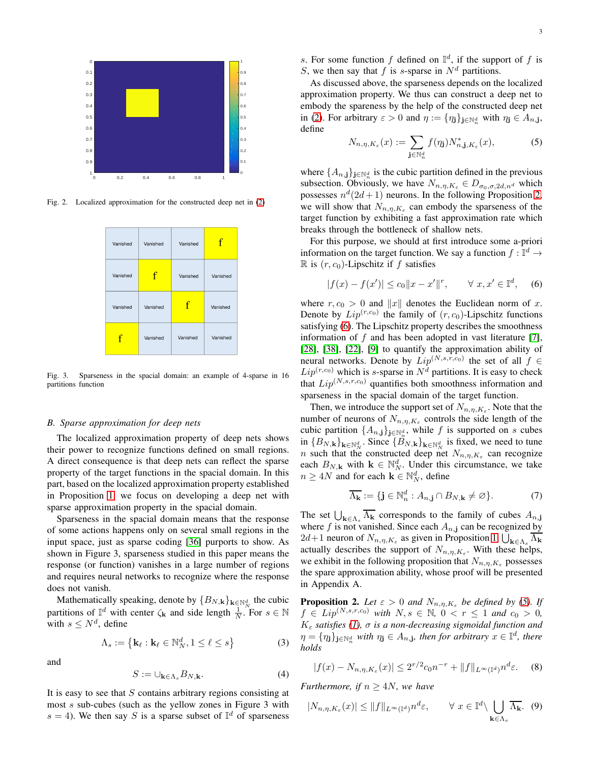Fig. 2. Localized approximation for the constructed deep net in (2)

| Vanished | Vanished | Vanished | f |
| --- | --- | --- | --- |
| Vanished | f | Vanished | Vanished |
| Vanished | Vanished | f | Vanished |
| f | Vanished | Vanished | Vanished |

Fig. 3. Sparseness in the spacial domain: an example of 4-sparse in 16 partitions function

### B. Sparse approximation for deep nets

The localized approximation property of deep nets shows their power to recognize functions defined on small regions. A direct consequence is that deep nets can reflect the sparse property of the target functions in the spacial domain. In this part, based on the localized approximation property established in Proposition 1, we focus on developing a deep net with sparse approximation property in the spacial domain.

Sparseness in the spacial domain means that the response of some actions happens only on several small regions in the input space, just as sparse coding [36] purports to show. As shown in Figure 3, sparseness studied in this paper means the response (or function) vanishes in a large number of regions and requires neural networks to recognize where the response does not vanish.

Mathematically speaking, denote by $\{B_{N,\mathbf{k}}\}_{\mathbf{k}\in\mathbb{N}_N^d}$ the cubic partitions of $\mathbb{I}^d$ with center $\zeta_{\mathbf{k}}$ and side length $\frac{1}{N}$. For $s\in\mathbb{N}$ with $s\leq N^d$, define

$$\Lambda_s := \left\{\mathbf{k}_\ell : \mathbf{k}_\ell\in\mathbb{N}_N^d, 1\leq \ell\leq s\right\} \tag{3}$$

and

$$S := \cup_{\mathbf{k}\in\Lambda_s} B_{N,\mathbf{k}}. \tag{4}$$

It is easy to see that $S$ contains arbitrary regions consisting at most $s$ sub-cubes (such as the yellow zones in Figure 3 with $s=4$). We then say $S$ is a sparse subset of $\mathbb{I}^d$ of sparseness $s$. For some function $f$ defined on $\mathbb{I}^d$, if the support of $f$ is $S$, we then say that $f$ is $s$-sparse in $N^d$ partitions.

As discussed above, the sparseness depends on the localized approximation property. We thus can construct a deep net to embody the spareness by the help of the constructed deep net in (2). For arbitrary $\varepsilon>0$ and $\eta := \{\eta_{\mathbf{j}}\}_{\mathbf{j}\in\mathbb{N}_n^d}$ with $\eta_{\mathbf{j}}\in A_{n,\mathbf{j}}$, define

$$N_{n,\eta,K_\varepsilon}(x) := \sum_{\mathbf{j}\in\mathbb{N}_n^d} f(\eta_{\mathbf{j}}) N^*_{n,\mathbf{j},K_\varepsilon}(x), \tag{5}$$

where $\{A_{n,\mathbf{j}}\}_{\mathbf{j}\in\mathbb{N}_n^d}$ is the cubic partition defined in the previous subsection. Obviously, we have $N_{n,\eta,K_\varepsilon}\in D_{\sigma_0,\sigma,2d,n^d}$ which possesses $n^d(2d+1)$ neurons. In the following Proposition 2, we will show that $N_{n,\eta,K_\varepsilon}$ can embody the sparseness of the target function by exhibiting a fast approximation rate which breaks through the bottleneck of shallow nets.

For this purpose, we should at first introduce some a-priori information on the target function. We say a function $f:\mathbb{I}^d\to\mathbb{R}$ is $(r,c_0)$-Lipschitz if $f$ satisfies

$$|f(x)-f(x')|\leq c_0\|x-x'\|^r, \qquad \forall\ x,x'\in\mathbb{I}^d, \tag{6}$$

where $r,c_0>0$ and $\|x\|$ denotes the Euclidean norm of $x$. Denote by $Lip^{(r,c_0)}$ the family of $(r,c_0)$-Lipschitz functions satisfying (6). The Lipschitz property describes the smoothness information of $f$ and has been adopted in vast literature [7], [28], [38], [22], [9] to quantify the approximation ability of neural networks. Denote by $Lip^{(N,s,r,c_0)}$ the set of all $f\in Lip^{(r,c_0)}$ which is $s$-sparse in $N^d$ partitions. It is easy to check that $Lip^{(N,s,r,c_0)}$ quantifies both smoothness information and sparseness in the spacial domain of the target function.

Then, we introduce the support set of $N_{n,\eta,K_\varepsilon}$. Note that the number of neurons of $N_{n,\eta,K_\varepsilon}$ controls the side length of the cubic partition $\{A_{n,\mathbf{j}}\}_{\mathbf{j}\in\mathbb{N}_n^d}$, while $f$ is supported on $s$ cubes in $\{B_{N,\mathbf{k}}\}_{\mathbf{k}\in\mathbb{N}_N^d}$. Since $\{B_{N,\mathbf{k}}\}_{\mathbf{k}\in\mathbb{N}_N^d}$ is fixed, we need to tune $n$ such that the constructed deep net $N_{n,\eta,K_\varepsilon}$ can recognize each $B_{N,\mathbf{k}}$ with $\mathbf{k}\in\mathbb{N}_N^d$. Under this circumstance, we take $n\geq 4N$ and for each $\mathbf{k}\in\mathbb{N}_N^d$, define

$$\overline{\Lambda_{\mathbf{k}}} := \{\mathbf{j}\in\mathbb{N}_n^d : A_{n,\mathbf{j}}\cap B_{N,\mathbf{k}}\neq\varnothing\}. \tag{7}$$

The set $\bigcup_{\mathbf{k}\in\Lambda_s}\overline{\Lambda_{\mathbf{k}}}$ corresponds to the family of cubes $A_{n,\mathbf{j}}$ where $f$ is not vanished. Since each $A_{n,\mathbf{j}}$ can be recognized by $2d+1$ neuron of $N_{n,\eta,K_\varepsilon}$ as given in Proposition 1, $\bigcup_{\mathbf{k}\in\Lambda_s}\overline{\Lambda_{\mathbf{k}}}$ actually describes the support of $N_{n,\eta,K_\varepsilon}$. With these helps, we exhibit in the following proposition that $N_{n,\eta,K_\varepsilon}$ possesses the spare approximation ability, whose proof will be presented in Appendix A.

**Proposition 2.** *Let $\varepsilon>0$ and $N_{n,\eta,K_\varepsilon}$ be defined by (5). If $f\in Lip^{(N,s,r,c_0)}$ with $N,s\in\mathbb{N}$, $0<r\leq 1$ and $c_0>0$, $K_\varepsilon$ satisfies (1), $\sigma$ is a non-decreasing sigmoidal function and $\eta=\{\eta_{\mathbf{j}}\}_{\mathbf{j}\in\mathbb{N}_n^d}$ with $\eta_{\mathbf{j}}\in A_{n,\mathbf{j}}$, then for arbitrary $x\in\mathbb{I}^d$, there holds*

$$|f(x)-N_{n,\eta,K_\varepsilon}(x)|\leq 2^{r/2}c_0 n^{-r} + \|f\|_{L^\infty(\mathbb{I}^d)} n^d\varepsilon. \tag{8}$$

*Furthermore, if $n\geq 4N$, we have*

$$|N_{n,\eta,K_\varepsilon}(x)|\leq \|f\|_{L^\infty(\mathbb{I}^d)} n^d\varepsilon, \qquad \forall\ x\in\mathbb{I}^d\backslash\bigcup_{\mathbf{k}\in\Lambda_s}\overline{\Lambda_{\mathbf{k}}}. \tag{9}$$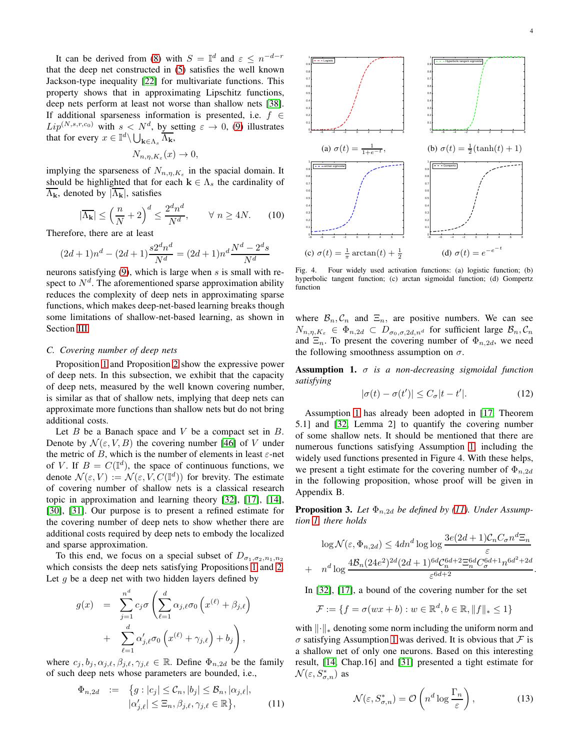It can be derived from (8) with $S = \mathbb{I}^d$ and $\varepsilon \leq n^{-d-r}$ that the deep net constructed in (5) satisfies the well known Jackson-type inequality [22] for multivariate functions. This property shows that in approximating Lipschitz functions, deep nets perform at least not worse than shallow nets [38]. If additional sparseness information is presented, i.e. $f \in Lip^{(N,s,r,c_0)}$ with $s < N^d$, by setting $\varepsilon \to 0$, (9) illustrates that for every $x \in \mathbb{I}^d \backslash \bigcup_{\mathbf{k}\in\Lambda_s} \overline{\Lambda_\mathbf{k}}$,

$$N_{n,\eta,K_\varepsilon}(x) \to 0,$$

implying the sparseness of $N_{n,\eta,K_\varepsilon}$ in the spacial domain. It should be highlighted that for each $\mathbf{k} \in \Lambda_s$ the cardinality of $\overline{\Lambda_\mathbf{k}}$, denoted by $|\overline{\Lambda_\mathbf{k}}|$, satisfies

$$|\overline{\Lambda_\mathbf{k}}| \leq \left(\frac{n}{N} + 2\right)^d \leq \frac{2^d n^d}{N^d}, \qquad \forall\ n \geq 4N. \tag{10}$$

Therefore, there are at least

$$(2d+1)n^d - (2d+1)\frac{s2^d n^d}{N^d} = (2d+1)n^d \frac{N^d - 2^d s}{N^d}$$

neurons satisfying (9), which is large when $s$ is small with respect to $N^d$. The aforementioned sparse approximation ability reduces the complexity of deep nets in approximating sparse functions, which makes deep-net-based learning breaks though some limitations of shallow-net-based learning, as shown in Section III.

### C. Covering number of deep nets

Proposition 1 and Proposition 2 show the expressive power of deep nets. In this subsection, we exhibit that the capacity of deep nets, measured by the well known covering number, is similar as that of shallow nets, implying that deep nets can approximate more functions than shallow nets but do not bring additional costs.

Let $B$ be a Banach space and $V$ be a compact set in $B$. Denote by $\mathcal{N}(\varepsilon, V, B)$ the covering number [46] of $V$ under the metric of $B$, which is the number of elements in least $\varepsilon$-net of $V$. If $B = C(\mathbb{I}^d)$, the space of continuous functions, we denote $\mathcal{N}(\varepsilon, V) := \mathcal{N}(\varepsilon, V, C(\mathbb{I}^d))$ for brevity. The estimate of covering number of shallow nets is a classical research topic in approximation and learning theory [32], [17], [14], [30], [31]. Our purpose is to present a refined estimate for the covering number of deep nets to show whether there are additional costs required by deep nets to embody the localized and sparse approximation.

To this end, we focus on a special subset of $D_{\sigma_1,\sigma_2,n_1,n_2}$ which consists the deep nets satisfying Propositions 1 and 2. Let $g$ be a deep net with two hidden layers defined by

$$\begin{aligned} g(x) &= \sum_{j=1}^{n^d} c_j \sigma\left(\sum_{\ell=1}^{d} \alpha_{j,\ell}\sigma_0\left(x^{(\ell)} + \beta_{j,\ell}\right)\right. \\ &+ \left.\sum_{\ell=1}^{d} \alpha'_{j,\ell}\sigma_0\left(x^{(\ell)} + \gamma_{j,\ell}\right) + b_j\right), \end{aligned}$$

where $c_j, b_j, \alpha_{j,\ell}, \beta_{j,\ell}, \gamma_{j,\ell} \in \mathbb{R}$. Define $\Phi_{n,2d}$ be the family of such deep nets whose parameters are bounded, i.e.,

$$\begin{aligned} \Phi_{n,2d} &:= \{g : |c_j| \leq \mathcal{C}_n, |b_j| \leq \mathcal{B}_n, |\alpha_{j,\ell}|, \\ & \quad |\alpha'_{j,\ell}| \leq \Xi_n, \beta_{j,\ell}, \gamma_{j,\ell} \in \mathbb{R}\}, \end{aligned} \tag{11}$$

(a) $\sigma(t) = \frac{1}{1+e^{-t}}$, (b) $\sigma(t) = \frac{1}{2}(\tanh(t)+1)$

(c) $\sigma(t) = \frac{1}{\pi}\arctan(t) + \frac{1}{2}$, (d) $\sigma(t) = e^{-e^{-t}}$

Fig. 4. Four widely used activation functions: (a) logistic function; (b) hyperbolic tangent function; (c) arctan sigmoidal function; (d) Gompertz function

where $\mathcal{B}_n, \mathcal{C}_n$ and $\Xi_n$, are positive numbers. We can see $N_{n,\eta,K_\varepsilon} \in \Phi_{n,2d} \subset D_{\sigma_0,\sigma,2d,n^d}$ for sufficient large $\mathcal{B}_n, \mathcal{C}_n$ and $\Xi_n$. To present the covering number of $\Phi_{n,2d}$, we need the following smoothness assumption on $\sigma$.

**Assumption 1.** *$\sigma$ is a non-decreasing sigmoidal function satisfying*

$$|\sigma(t) - \sigma(t')| \leq C_\sigma |t - t'|. \tag{12}$$

Assumption 1 has already been adopted in [17, Theorem 5.1] and [32, Lemma 2] to quantify the covering number of some shallow nets. It should be mentioned that there are numerous functions satisfying Assumption 1, including the widely used functions presented in Figure 4. With these helps, we present a tight estimate for the covering number of $\Phi_{n,2d}$ in the following proposition, whose proof will be given in Appendix B.

**Proposition 3.** *Let $\Phi_{n,2d}$ be defined by (11). Under Assumption 1, there holds*

$$\begin{aligned} \log \mathcal{N}(\varepsilon, \Phi_{n,2d}) &\leq 4dn^d \log\log \frac{3e(2d+1)\mathcal{C}_n C_\sigma n^d \Xi_n}{\varepsilon} \\ &+ \ n^d \log \frac{4\mathcal{B}_n(24e^2)^{2d}(2d+1)^{6d}\mathcal{C}_n^{6d+2}\Xi_n^{6d}C_\sigma^{6d+1}n^{6d^2+2d}}{\varepsilon^{6d+2}}. \end{aligned}$$

In [32], [17], a bound of the covering number for the set

$$\mathcal{F} := \{f = \sigma(wx + b) : w \in \mathbb{R}^d, b \in \mathbb{R}, \|f\|_* \leq 1\}$$

with $\|\cdot\|_*$ denoting some norm including the uniform norm and $\sigma$ satisfying Assumption 1 was derived. It is obvious that $\mathcal{F}$ is a shallow net of only one neurons. Based on this interesting result, [14, Chap.16] and [31] presented a tight estimate for $\mathcal{N}(\varepsilon, S^*_{\sigma,n})$ as

$$\mathcal{N}(\varepsilon, S^*_{\sigma,n}) = \mathcal{O}\left(n^d \log \frac{\Gamma_n}{\varepsilon}\right), \tag{13}$$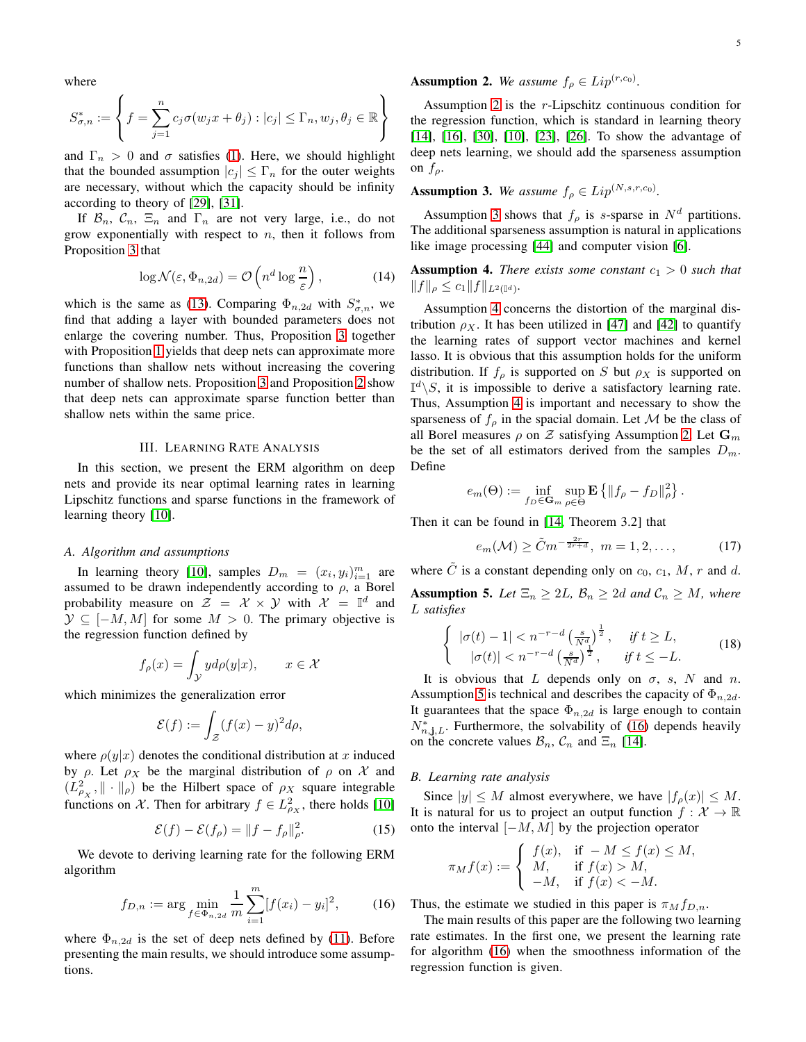where

$$S^*_{\sigma,n} := \left\{ f = \sum_{j=1}^{n} c_j \sigma(w_j x + \theta_j) : |c_j| \leq \Gamma_n, w_j, \theta_j \in \mathbb{R} \right\}$$

and $\Gamma_n > 0$ and $\sigma$ satisfies (1). Here, we should highlight that the bounded assumption $|c_j| \leq \Gamma_n$ for the outer weights are necessary, without which the capacity should be infinity according to theory of [29], [31].

If $\mathcal{B}_n$, $\mathcal{C}_n$, $\Xi_n$ and $\Gamma_n$ are not very large, i.e., do not grow exponentially with respect to $n$, then it follows from Proposition 3 that

$$\log \mathcal{N}(\varepsilon, \Phi_{n,2d}) = \mathcal{O}\left(n^d \log \frac{n}{\varepsilon}\right), \tag{14}$$

which is the same as (13). Comparing $\Phi_{n,2d}$ with $S^*_{\sigma,n}$, we find that adding a layer with bounded parameters does not enlarge the covering number. Thus, Proposition 3 together with Proposition 1 yields that deep nets can approximate more functions than shallow nets without increasing the covering number of shallow nets. Proposition 3 and Proposition 2 show that deep nets can approximate sparse function better than shallow nets within the same price.

## III. Learning Rate Analysis

In this section, we present the ERM algorithm on deep nets and provide its near optimal learning rates in learning Lipschitz functions and sparse functions in the framework of learning theory [10].

### A. Algorithm and assumptions

In learning theory [10], samples $D_m = (x_i, y_i)_{i=1}^m$ are assumed to be drawn independently according to $\rho$, a Borel probability measure on $\mathcal{Z} = \mathcal{X} \times \mathcal{Y}$ with $\mathcal{X} = \mathbb{I}^d$ and $\mathcal{Y} \subseteq [-M, M]$ for some $M > 0$. The primary objective is the regression function defined by

$$f_\rho(x) = \int_{\mathcal{Y}} y d\rho(y|x), \qquad x \in \mathcal{X}$$

which minimizes the generalization error

$$\mathcal{E}(f) := \int_{\mathcal{Z}} (f(x) - y)^2 d\rho,$$

where $\rho(y|x)$ denotes the conditional distribution at $x$ induced by $\rho$. Let $\rho_X$ be the marginal distribution of $\rho$ on $\mathcal{X}$ and $(L^2_{\rho_X}, \|\cdot\|_\rho)$ be the Hilbert space of $\rho_X$ square integrable functions on $\mathcal{X}$. Then for arbitrary $f \in L^2_{\rho_X}$, there holds [10]

$$\mathcal{E}(f) - \mathcal{E}(f_\rho) = \|f - f_\rho\|^2_\rho. \tag{15}$$

We devote to deriving learning rate for the following ERM algorithm

$$f_{D,n} := \arg \min_{f \in \Phi_{n,2d}} \frac{1}{m} \sum_{i=1}^{m} [f(x_i) - y_i]^2, \tag{16}$$

where $\Phi_{n,2d}$ is the set of deep nets defined by (11). Before presenting the main results, we should introduce some assumptions.

**Assumption 2.** *We assume $f_\rho \in Lip^{(r,c_0)}$.*

Assumption 2 is the $r$-Lipschitz continuous condition for the regression function, which is standard in learning theory [14], [16], [30], [10], [23], [26]. To show the advantage of deep nets learning, we should add the sparseness assumption on $f_\rho$.

**Assumption 3.** *We assume $f_\rho \in Lip^{(N,s,r,c_0)}$.*

Assumption 3 shows that $f_\rho$ is $s$-sparse in $N^d$ partitions. The additional sparseness assumption is natural in applications like image processing [44] and computer vision [6].

**Assumption 4.** *There exists some constant $c_1 > 0$ such that $\|f\|_\rho \leq c_1 \|f\|_{L^2(\mathbb{I}^d)}$.*

Assumption 4 concerns the distortion of the marginal distribution $\rho_X$. It has been utilized in [47] and [42] to quantify the learning rates of support vector machines and kernel lasso. It is obvious that this assumption holds for the uniform distribution. If $f_\rho$ is supported on $S$ but $\rho_X$ is supported on $\mathbb{I}^d \backslash S$, it is impossible to derive a satisfactory learning rate. Thus, Assumption 4 is important and necessary to show the sparseness of $f_\rho$ in the spacial domain. Let $\mathcal{M}$ be the class of all Borel measures $\rho$ on $\mathcal{Z}$ satisfying Assumption 2. Let $\mathbf{G}_m$ be the set of all estimators derived from the samples $D_m$. Define

$$e_m(\Theta) := \inf_{f_D \in \mathbf{G}_m} \sup_{\rho \in \Theta} \mathbf{E}\left\{\|f_\rho - f_D\|^2_\rho\right\}.$$

Then it can be found in [14, Theorem 3.2] that

$$e_m(\mathcal{M}) \geq \tilde{C} m^{-\frac{2r}{2r+d}}, \; m = 1, 2, \ldots, \tag{17}$$

where $\tilde{C}$ is a constant depending only on $c_0$, $c_1$, $M$, $r$ and $d$.

**Assumption 5.** *Let $\Xi_n \geq 2L$, $\mathcal{B}_n \geq 2d$ and $\mathcal{C}_n \geq M$, where $L$ satisfies*

$$\left\{ \begin{array}{ll} |\sigma(t) - 1| < n^{-r-d} \left(\frac{s}{N^d}\right)^{\frac{1}{2}}, & \text{if } t \geq L, \\ |\sigma(t)| < n^{-r-d} \left(\frac{s}{N^d}\right)^{\frac{1}{2}}, & \text{if } t \leq -L. \end{array} \right. \tag{18}$$

It is obvious that $L$ depends only on $\sigma$, $s$, $N$ and $n$. Assumption 5 is technical and describes the capacity of $\Phi_{n,2d}$. It guarantees that the space $\Phi_{n,2d}$ is large enough to contain $N^*_{n,\mathbf{j},L}$. Furthermore, the solvability of (16) depends heavily on the concrete values $\mathcal{B}_n$, $\mathcal{C}_n$ and $\Xi_n$ [14].

### B. Learning rate analysis

Since $|y| \leq M$ almost everywhere, we have $|f_\rho(x)| \leq M$. It is natural for us to project an output function $f : \mathcal{X} \to \mathbb{R}$ onto the interval $[-M, M]$ by the projection operator

$$\pi_M f(x) := \left\{ \begin{array}{ll} f(x), & \text{if } -M \leq f(x) \leq M, \\ M, & \text{if } f(x) > M, \\ -M, & \text{if } f(x) < -M. \end{array} \right.$$

Thus, the estimate we studied in this paper is $\pi_M f_{D,n}$.

The main results of this paper are the following two learning rate estimates. In the first one, we present the learning rate for algorithm (16) when the smoothness information of the regression function is given.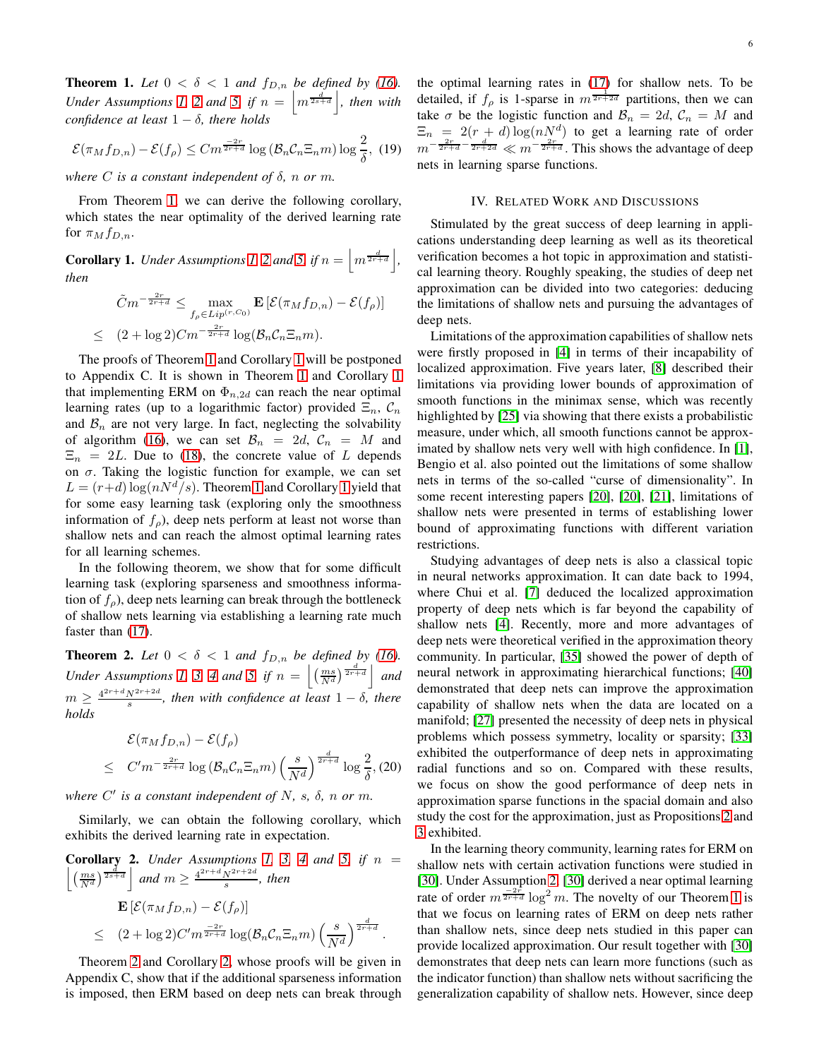**Theorem 1.** *Let $0 < \delta < 1$ and $f_{D,n}$ be defined by (16). Under Assumptions 1, 2 and 5, if $n = \left\lfloor m^{\frac{d}{2s+d}} \right\rfloor$, then with confidence at least $1-\delta$, there holds*

$$\mathcal{E}(\pi_M f_{D,n}) - \mathcal{E}(f_\rho) \leq C m^{\frac{-2r}{2r+d}} \log\left(\mathcal{B}_n \mathcal{C}_n \Xi_n m\right) \log\frac{2}{\delta}, \quad (19)$$

*where $C$ is a constant independent of $\delta$, $n$ or $m$.*

From Theorem 1, we can derive the following corollary, which states the near optimality of the derived learning rate for $\pi_M f_{D,n}$.

**Corollary 1.** *Under Assumptions 1, 2 and 5, if $n = \left\lfloor m^{\frac{d}{2r+d}} \right\rfloor$, then*

$$\tilde{C} m^{-\frac{2r}{2r+d}} \leq \max_{f_\rho \in Lip^{(r,C_0)}} \mathbf{E}\left[\mathcal{E}(\pi_M f_{D,n}) - \mathcal{E}(f_\rho)\right]$$
$$\leq \quad (2 + \log 2) C m^{-\frac{2r}{2r+d}} \log(\mathcal{B}_n \mathcal{C}_n \Xi_n m).$$

The proofs of Theorem 1 and Corollary 1 will be postponed to Appendix C. It is shown in Theorem 1 and Corollary 1 that implementing ERM on $\Phi_{n,2d}$ can reach the near optimal learning rates (up to a logarithmic factor) provided $\Xi_n$, $\mathcal{C}_n$ and $\mathcal{B}_n$ are not very large. In fact, neglecting the solvability of algorithm (16), we can set $\mathcal{B}_n = 2d$, $\mathcal{C}_n = M$ and $\Xi_n = 2L$. Due to (18), the concrete value of $L$ depends on $\sigma$. Taking the logistic function for example, we can set $L = (r+d)\log(nN^d/s)$. Theorem 1 and Corollary 1 yield that for some easy learning task (exploring only the smoothness information of $f_\rho$), deep nets perform at least not worse than shallow nets and can reach the almost optimal learning rates for all learning schemes.

In the following theorem, we show that for some difficult learning task (exploring sparseness and smoothness information of $f_\rho$), deep nets learning can break through the bottleneck of shallow nets learning via establishing a learning rate much faster than (17).

**Theorem 2.** *Let $0 < \delta < 1$ and $f_{D,n}$ be defined by (16). Under Assumptions 1, 3, 4 and 5, if $n = \left\lfloor \left(\frac{ms}{N^d}\right)^{\frac{d}{2r+d}} \right\rfloor$ and $m \geq \frac{4^{2r+d} N^{2r+2d}}{s}$, then with confidence at least $1-\delta$, there holds*

$$\mathcal{E}(\pi_M f_{D,n}) - \mathcal{E}(f_\rho)$$
$$\leq \quad C' m^{-\frac{2r}{2r+d}} \log\left(\mathcal{B}_n \mathcal{C}_n \Xi_n m\right) \left(\frac{s}{N^d}\right)^{\frac{d}{2r+d}} \log\frac{2}{\delta}, \quad (20)$$

*where $C'$ is a constant independent of $N$, $s$, $\delta$, $n$ or $m$.*

Similarly, we can obtain the following corollary, which exhibits the derived learning rate in expectation.

**Corollary 2.** *Under Assumptions 1, 3, 4 and 5, if $n = \left\lfloor \left(\frac{ms}{N^d}\right)^{\frac{d}{2s+d}} \right\rfloor$ and $m \geq \frac{4^{2r+d} N^{2r+2d}}{s}$, then*

$$\mathbf{E}\left[\mathcal{E}(\pi_M f_{D,n}) - \mathcal{E}(f_\rho)\right]$$
$$\leq \quad (2 + \log 2) C' m^{\frac{-2r}{2r+d}} \log(\mathcal{B}_n \mathcal{C}_n \Xi_n m) \left(\frac{s}{N^d}\right)^{\frac{d}{2r+d}}.$$

Theorem 2 and Corollary 2, whose proofs will be given in Appendix C, show that if the additional sparseness information is imposed, then ERM based on deep nets can break through the optimal learning rates in (17) for shallow nets. To be detailed, if $f_\rho$ is 1-sparse in $m^{\frac{1}{2r+2d}}$ partitions, then we can take $\sigma$ be the logistic function and $\mathcal{B}_n = 2d$, $\mathcal{C}_n = M$ and $\Xi_n = 2(r+d)\log(nN^d)$ to get a learning rate of order $m^{-\frac{2r}{2r+d} - \frac{d}{2r+2d}} \ll m^{-\frac{2r}{2r+d}}$. This shows the advantage of deep nets in learning sparse functions.

## IV. Related Work and Discussions

Stimulated by the great success of deep learning in applications understanding deep learning as well as its theoretical verification becomes a hot topic in approximation and statistical learning theory. Roughly speaking, the studies of deep net approximation can be divided into two categories: deducing the limitations of shallow nets and pursuing the advantages of deep nets.

Limitations of the approximation capabilities of shallow nets were firstly proposed in [4] in terms of their incapability of localized approximation. Five years later, [8] described their limitations via providing lower bounds of approximation of smooth functions in the minimax sense, which was recently highlighted by [25] via showing that there exists a probabilistic measure, under which, all smooth functions cannot be approximated by shallow nets very well with high confidence. In [1], Bengio et al. also pointed out the limitations of some shallow nets in terms of the so-called "curse of dimensionality". In some recent interesting papers [20], [20], [21], limitations of shallow nets were presented in terms of establishing lower bound of approximating functions with different variation restrictions.

Studying advantages of deep nets is also a classical topic in neural networks approximation. It can date back to 1994, where Chui et al. [7] deduced the localized approximation property of deep nets which is far beyond the capability of shallow nets [4]. Recently, more and more advantages of deep nets were theoretical verified in the approximation theory community. In particular, [35] showed the power of depth of neural network in approximating hierarchical functions; [40] demonstrated that deep nets can improve the approximation capability of shallow nets when the data are located on a manifold; [27] presented the necessity of deep nets in physical problems which possess symmetry, locality or sparsity; [33] exhibited the outperformance of deep nets in approximating radial functions and so on. Compared with these results, we focus on show the good performance of deep nets in approximation sparse functions in the spacial domain and also study the cost for the approximation, just as Propositions 2 and 3 exhibited.

In the learning theory community, learning rates for ERM on shallow nets with certain activation functions were studied in [30]. Under Assumption 2, [30] derived a near optimal learning rate of order $m^{\frac{-2r}{2r+d}} \log^2 m$. The novelty of our Theorem 1 is that we focus on learning rates of ERM on deep nets rather than shallow nets, since deep nets studied in this paper can provide localized approximation. Our result together with [30] demonstrates that deep nets can learn more functions (such as the indicator function) than shallow nets without sacrificing the generalization capability of shallow nets. However, since deep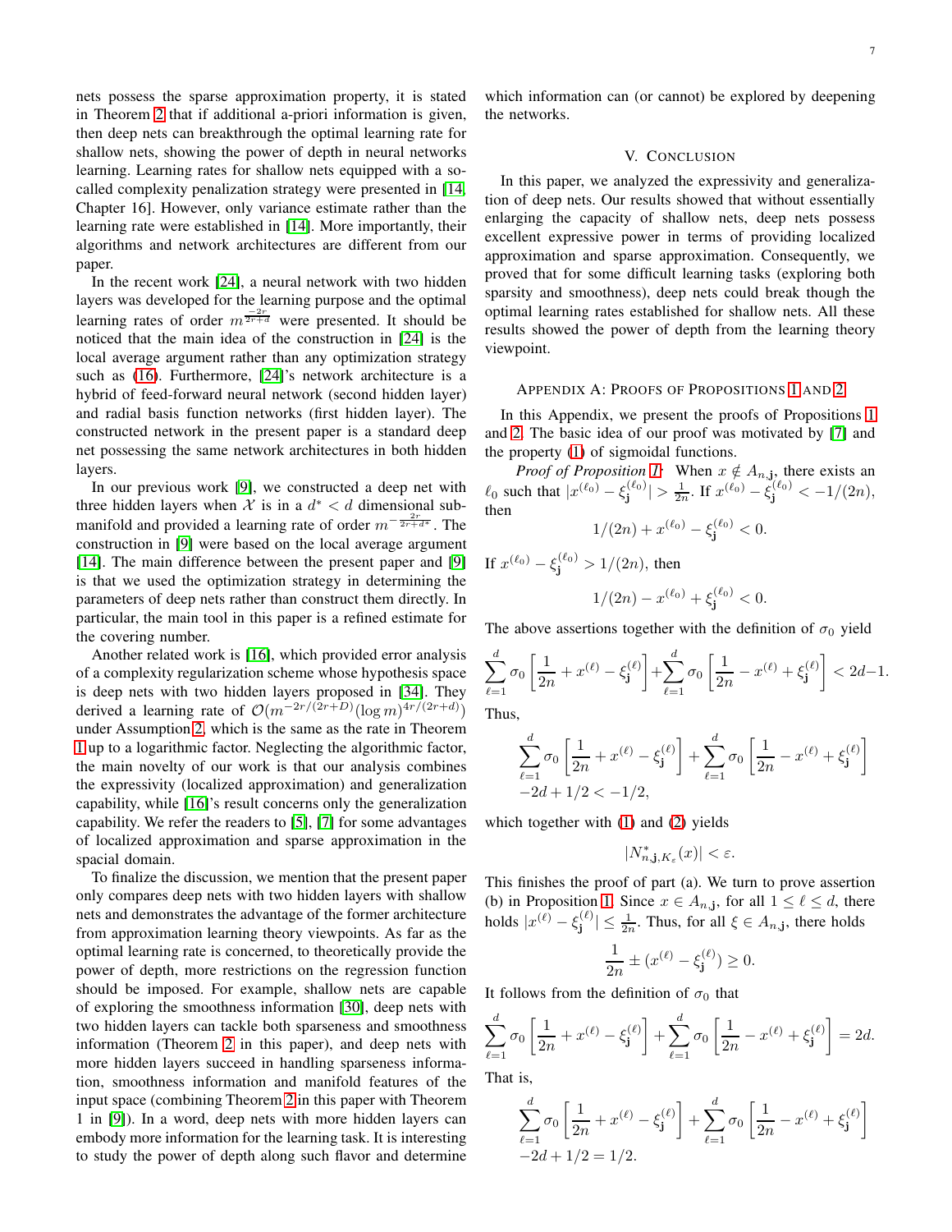nets possess the sparse approximation property, it is stated in Theorem 2 that if additional a-priori information is given, then deep nets can breakthrough the optimal learning rate for shallow nets, showing the power of depth in neural networks learning. Learning rates for shallow nets equipped with a so-called complexity penalization strategy were presented in [14, Chapter 16]. However, only variance estimate rather than the learning rate were established in [14]. More importantly, their algorithms and network architectures are different from our paper.

In the recent work [24], a neural network with two hidden layers was developed for the learning purpose and the optimal learning rates of order $m^{\frac{-2r}{2r+d}}$ were presented. It should be noticed that the main idea of the construction in [24] is the local average argument rather than any optimization strategy such as (16). Furthermore, [24]'s network architecture is a hybrid of feed-forward neural network (second hidden layer) and radial basis function networks (first hidden layer). The constructed network in the present paper is a standard deep net possessing the same network architectures in both hidden layers.

In our previous work [9], we constructed a deep net with three hidden layers when $\mathcal{X}$ is in a $d^* < d$ dimensional sub-manifold and provided a learning rate of order $m^{-\frac{2r}{2r+d^*}}$. The construction in [9] were based on the local average argument [14]. The main difference between the present paper and [9] is that we used the optimization strategy in determining the parameters of deep nets rather than construct them directly. In particular, the main tool in this paper is a refined estimate for the covering number.

Another related work is [16], which provided error analysis of a complexity regularization scheme whose hypothesis space is deep nets with two hidden layers proposed in [34]. They derived a learning rate of $\mathcal{O}(m^{-2r/(2r+D)}(\log m)^{4r/(2r+d)})$ under Assumption 2, which is the same as the rate in Theorem 1 up to a logarithmic factor. Neglecting the algorithmic factor, the main novelty of our work is that our analysis combines the expressivity (localized approximation) and generalization capability, while [16]'s result concerns only the generalization capability. We refer the readers to [5], [7] for some advantages of localized approximation and sparse approximation in the spacial domain.

To finalize the discussion, we mention that the present paper only compares deep nets with two hidden layers with shallow nets and demonstrates the advantage of the former architecture from approximation learning theory viewpoints. As far as the optimal learning rate is concerned, to theoretically provide the power of depth, more restrictions on the regression function should be imposed. For example, shallow nets are capable of exploring the smoothness information [30], deep nets with two hidden layers can tackle both sparseness and smoothness information (Theorem 2 in this paper), and deep nets with more hidden layers succeed in handling sparseness information, smoothness information and manifold features of the input space (combining Theorem 2 in this paper with Theorem 1 in [9]). In a word, deep nets with more hidden layers can embody more information for the learning task. It is interesting to study the power of depth along such flavor and determine which information can (or cannot) be explored by deepening the networks.

## V. Conclusion

In this paper, we analyzed the expressivity and generalization of deep nets. Our results showed that without essentially enlarging the capacity of shallow nets, deep nets possess excellent expressive power in terms of providing localized approximation and sparse approximation. Consequently, we proved that for some difficult learning tasks (exploring both sparsity and smoothness), deep nets could break though the optimal learning rates established for shallow nets. All these results showed the power of depth from the learning theory viewpoint.

## Appendix A: Proofs of Propositions 1 and 2

In this Appendix, we present the proofs of Propositions 1 and 2. The basic idea of our proof was motivated by [7] and the property (1) of sigmoidal functions.

*Proof of Proposition 1:* When $x \notin A_{n,\mathbf{j}}$, there exists an $\ell_0$ such that $|x^{(\ell_0)} - \xi_{\mathbf{j}}^{(\ell_0)}| > \frac{1}{2n}$. If $x^{(\ell_0)} - \xi_{\mathbf{j}}^{(\ell_0)} < -1/(2n)$, then

$$1/(2n) + x^{(\ell_0)} - \xi_{\mathbf{j}}^{(\ell_0)} < 0.$$

If $x^{(\ell_0)} - \xi_{\mathbf{j}}^{(\ell_0)} > 1/(2n)$, then

$$1/(2n) - x^{(\ell_0)} + \xi_{\mathbf{j}}^{(\ell_0)} < 0.$$

The above assertions together with the definition of $\sigma_0$ yield

$$\sum_{\ell=1}^{d} \sigma_0 \left[\frac{1}{2n} + x^{(\ell)} - \xi_{\mathbf{j}}^{(\ell)}\right] + \sum_{\ell=1}^{d} \sigma_0 \left[\frac{1}{2n} - x^{(\ell)} + \xi_{\mathbf{j}}^{(\ell)}\right] < 2d-1.$$

Thus,

$$\sum_{\ell=1}^{d} \sigma_0 \left[\frac{1}{2n} + x^{(\ell)} - \xi_{\mathbf{j}}^{(\ell)}\right] + \sum_{\ell=1}^{d} \sigma_0 \left[\frac{1}{2n} - x^{(\ell)} + \xi_{\mathbf{j}}^{(\ell)}\right] -2d + 1/2 < -1/2,$$

which together with (1) and (2) yields

$$|N^*_{n,\mathbf{j},K_\varepsilon}(x)| < \varepsilon.$$

This finishes the proof of part (a). We turn to prove assertion (b) in Proposition 1. Since $x \in A_{n,\mathbf{j}}$, for all $1 \leq \ell \leq d$, there holds $|x^{(\ell)} - \xi_{\mathbf{j}}^{(\ell)}| \leq \frac{1}{2n}$. Thus, for all $\xi \in A_{n,\mathbf{j}}$, there holds

$$\frac{1}{2n} \pm (x^{(\ell)} - \xi_{\mathbf{j}}^{(\ell)}) \geq 0.$$

It follows from the definition of $\sigma_0$ that

$$\sum_{\ell=1}^{d} \sigma_0 \left[\frac{1}{2n} + x^{(\ell)} - \xi_{\mathbf{j}}^{(\ell)}\right] + \sum_{\ell=1}^{d} \sigma_0 \left[\frac{1}{2n} - x^{(\ell)} + \xi_{\mathbf{j}}^{(\ell)}\right] = 2d.$$

That is,

$$\sum_{\ell=1}^{d} \sigma_0 \left[\frac{1}{2n} + x^{(\ell)} - \xi_{\mathbf{j}}^{(\ell)}\right] + \sum_{\ell=1}^{d} \sigma_0 \left[\frac{1}{2n} - x^{(\ell)} + \xi_{\mathbf{j}}^{(\ell)}\right] -2d + 1/2 = 1/2.$$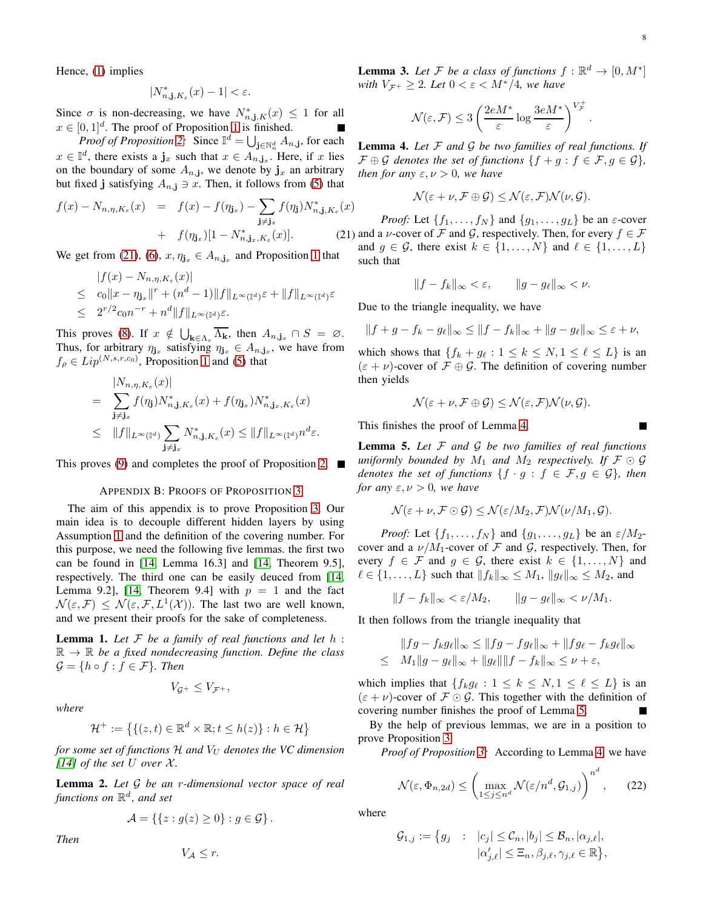Hence, (1) implies

$$|N^*_{n,\mathbf{j},K_\varepsilon}(x) - 1| < \varepsilon.$$

Since $\sigma$ is non-decreasing, we have $N^*_{n,\mathbf{j},K}(x) \leq 1$ for all $x \in [0,1]^d$. The proof of Proposition 1 is finished. ∎

*Proof of Proposition 2:* Since $\mathbb{I}^d = \bigcup_{\mathbf{j}\in\mathbb{N}_n^d} A_{n,\mathbf{j}}$, for each $x \in \mathbb{I}^d$, there exists a $\mathbf{j}_x$ such that $x \in A_{n,\mathbf{j}_x}$. Here, if $x$ lies on the boundary of some $A_{n,\mathbf{j}}$, we denote by $\mathbf{j}_x$ an arbitrary but fixed $\mathbf{j}$ satisfying $A_{n,\mathbf{j}} \ni x$. Then, it follows from (5) that

$$\begin{aligned} f(x) - N_{n,\eta,K_\varepsilon}(x) &= f(x) - f(\eta_{\mathbf{j}_x}) - \sum_{\mathbf{j}\neq\mathbf{j}_x} f(\eta_{\mathbf{j}}) N^*_{n,\mathbf{j},K_\varepsilon}(x) \\ &+ f(\eta_{\mathbf{j}_x})[1 - N^*_{n,\mathbf{j}_x,K_\varepsilon}(x)]. \end{aligned} \tag{21}$$

We get from (21), (6), $x, \eta_{\mathbf{j}_x} \in A_{n,\mathbf{j}_x}$ and Proposition 1 that

$$\begin{aligned} &|f(x) - N_{n,\eta,K_\varepsilon}(x)| \\ \leq\ & c_0\|x - \eta_{\mathbf{j}_x}\|^r + (n^d - 1)\|f\|_{L^\infty(\mathbb{I}^d)}\varepsilon + \|f\|_{L^\infty(\mathbb{I}^d)}\varepsilon \\ \leq\ & 2^{r/2} c_0 n^{-r} + n^d \|f\|_{L^\infty(\mathbb{I}^d)}\varepsilon. \end{aligned}$$

This proves (8). If $x \notin \bigcup_{\mathbf{k}\in\Lambda_s} \overline{\Lambda_{\mathbf{k}}}$, then $A_{n,\mathbf{j}_x} \cap S = \varnothing$. Thus, for arbitrary $\eta_{\mathbf{j}_x}$ satisfying $\eta_{\mathbf{j}_x} \in A_{n,\mathbf{j}_x}$, we have from $f_\rho \in Lip^{(N,s,r,c_0)}$, Proposition 1 and (5) that

$$\begin{aligned} &|N_{n,\eta,K_\varepsilon}(x)| \\ =\ & \sum_{\mathbf{j}\neq\mathbf{j}_x} f(\eta_{\mathbf{j}}) N^*_{n,\mathbf{j},K_\varepsilon}(x) + f(\eta_{\mathbf{j}_x}) N^*_{n,\mathbf{j}_x,K_\varepsilon}(x) \\ \leq\ & \|f\|_{L^\infty(\mathbb{I}^d)} \sum_{\mathbf{j}\neq\mathbf{j}_x} N^*_{n,\mathbf{j},K_\varepsilon}(x) \leq \|f\|_{L^\infty(\mathbb{I}^d)} n^d \varepsilon. \end{aligned}$$

This proves (9) and completes the proof of Proposition 2. ∎

## Appendix B: Proofs of Proposition 3

The aim of this appendix is to prove Proposition 3. Our main idea is to decouple different hidden layers by using Assumption 1 and the definition of the covering number. For this purpose, we need the following five lemmas. the first two can be found in [14, Lemma 16.3] and [14, Theorem 9.5], respectively. The third one can be easily deuced from [14, Lemma 9.2], [14, Theorem 9.4] with $p = 1$ and the fact $\mathcal{N}(\varepsilon, \mathcal{F}) \leq \mathcal{N}(\varepsilon, \mathcal{F}, L^1(\mathcal{X}))$. The last two are well known, and we present their proofs for the sake of completeness.

**Lemma 1.** *Let $\mathcal{F}$ be a family of real functions and let $h : \mathbb{R} \to \mathbb{R}$ be a fixed nondecreasing function. Define the class $\mathcal{G} = \{h \circ f : f \in \mathcal{F}\}$. Then*

$$V_{\mathcal{G}^+} \leq V_{\mathcal{F}^+},$$

*where*

$$\mathcal{H}^+ := \left\{\{(z,t) \in \mathbb{R}^d \times \mathbb{R}; t \leq h(z)\} : h \in \mathcal{H}\right\}$$

*for some set of functions $\mathcal{H}$ and $V_U$ denotes the VC dimension [14] of the set $U$ over $\mathcal{X}$.*

**Lemma 2.** *Let $\mathcal{G}$ be an $r$-dimensional vector space of real functions on $\mathbb{R}^d$, and set*

$$\mathcal{A} = \{\{z : g(z) \geq 0\} : g \in \mathcal{G}\}.$$

*Then*

$$V_{\mathcal{A}} \leq r.$$

**Lemma 3.** *Let $\mathcal{F}$ be a class of functions $f : \mathbb{R}^d \to [0, M^*]$ with $V_{\mathcal{F}^+} \geq 2$. Let $0 < \varepsilon < M^*/4$, we have*

$$\mathcal{N}(\varepsilon, \mathcal{F}) \leq 3\left(\frac{2eM^*}{\varepsilon}\log\frac{3eM^*}{\varepsilon}\right)^{V_{\mathcal{F}}^+}.$$

**Lemma 4.** *Let $\mathcal{F}$ and $\mathcal{G}$ be two families of real functions. If $\mathcal{F} \oplus \mathcal{G}$ denotes the set of functions $\{f + g : f \in \mathcal{F}, g \in \mathcal{G}\}$, then for any $\varepsilon, \nu > 0$, we have*

$$\mathcal{N}(\varepsilon + \nu, \mathcal{F} \oplus \mathcal{G}) \leq \mathcal{N}(\varepsilon, \mathcal{F})\mathcal{N}(\nu, \mathcal{G}).$$

*Proof:* Let $\{f_1, \dots, f_N\}$ and $\{g_1, \dots, g_L\}$ be an $\varepsilon$-cover and a $\nu$-cover of $\mathcal{F}$ and $\mathcal{G}$, respectively. Then, for every $f \in \mathcal{F}$ and $g \in \mathcal{G}$, there exist $k \in \{1, \dots, N\}$ and $\ell \in \{1, \dots, L\}$ such that

$$\|f - f_k\|_\infty < \varepsilon, \qquad \|g - g_\ell\|_\infty < \nu.$$

Due to the triangle inequality, we have

$$\|f + g - f_k - g_\ell\|_\infty \leq \|f - f_k\|_\infty + \|g - g_\ell\|_\infty \leq \varepsilon + \nu,$$

which shows that $\{f_k + g_\ell : 1 \leq k \leq N, 1 \leq \ell \leq L\}$ is an $(\varepsilon + \nu)$-cover of $\mathcal{F} \oplus \mathcal{G}$. The definition of covering number then yields

$$\mathcal{N}(\varepsilon + \nu, \mathcal{F} \oplus \mathcal{G}) \leq \mathcal{N}(\varepsilon, \mathcal{F})\mathcal{N}(\nu, \mathcal{G}).$$

This finishes the proof of Lemma 4. ∎

**Lemma 5.** *Let $\mathcal{F}$ and $\mathcal{G}$ be two families of real functions uniformly bounded by $M_1$ and $M_2$ respectively. If $\mathcal{F} \odot \mathcal{G}$ denotes the set of functions $\{f \cdot g : f \in \mathcal{F}, g \in \mathcal{G}\}$, then for any $\varepsilon, \nu > 0$, we have*

$$\mathcal{N}(\varepsilon + \nu, \mathcal{F} \odot \mathcal{G}) \leq \mathcal{N}(\varepsilon/M_2, \mathcal{F})\mathcal{N}(\nu/M_1, \mathcal{G}).$$

*Proof:* Let $\{f_1, \dots, f_N\}$ and $\{g_1, \dots, g_L\}$ be an $\varepsilon/M_2$-cover and a $\nu/M_1$-cover of $\mathcal{F}$ and $\mathcal{G}$, respectively. Then, for every $f \in \mathcal{F}$ and $g \in \mathcal{G}$, there exist $k \in \{1, \dots, N\}$ and $\ell \in \{1, \dots, L\}$ such that $\|f_k\|_\infty \leq M_1$, $\|g_\ell\|_\infty \leq M_2$, and

$$\|f - f_k\|_\infty < \varepsilon/M_2, \qquad \|g - g_\ell\|_\infty < \nu/M_1.$$

It then follows from the triangle inequality that

$$\begin{aligned} &\|fg - f_k g_\ell\|_\infty \leq \|fg - fg_\ell\|_\infty + \|fg_\ell - f_k g_\ell\|_\infty \\ \leq\ & M_1\|g - g_\ell\|_\infty + \|g_\ell\|\|f - f_k\|_\infty \leq \nu + \varepsilon, \end{aligned}$$

which implies that $\{f_k g_\ell : 1 \leq k \leq N, 1 \leq \ell \leq L\}$ is an $(\varepsilon + \nu)$-cover of $\mathcal{F} \odot \mathcal{G}$. This together with the definition of covering number finishes the proof of Lemma 5. ∎

By the help of previous lemmas, we are in a position to prove Proposition 3.

*Proof of Proposition 3:* According to Lemma 4, we have

$$\mathcal{N}(\varepsilon, \Phi_{n,2d}) \leq \left(\max_{1\leq j\leq n^d} \mathcal{N}(\varepsilon/n^d, \mathcal{G}_{1,j})\right)^{n^d}, \tag{22}$$

where

$$\begin{aligned} \mathcal{G}_{1,j} := \{g_j \quad : \quad & |c_j| \leq \mathcal{C}_n, |b_j| \leq \mathcal{B}_n, |\alpha_{j,\ell}|, \\ & |\alpha'_{j,\ell}| \leq \Xi_n, \beta_{j,\ell}, \gamma_{j,\ell} \in \mathbb{R}\}, \end{aligned}$$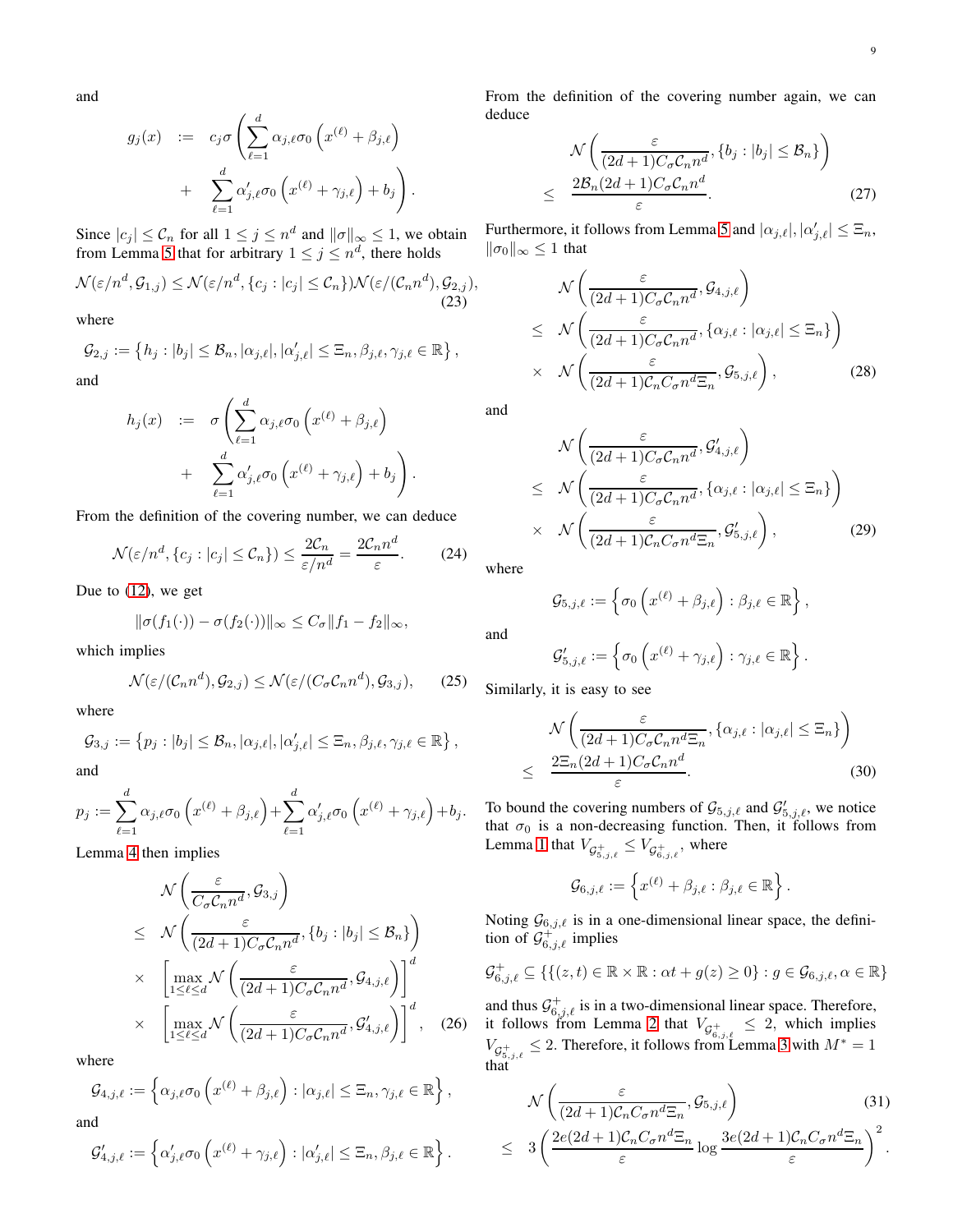and

$$
\begin{aligned}
g_j(x) \quad &:= \quad c_j \sigma \left( \sum_{\ell=1}^{d} \alpha_{j,\ell} \sigma_0 \left( x^{(\ell)} + \beta_{j,\ell} \right) \right. \\
&+ \quad \left. \sum_{\ell=1}^{d} \alpha'_{j,\ell} \sigma_0 \left( x^{(\ell)} + \gamma_{j,\ell} \right) + b_j \right).
\end{aligned}
$$

Since $|c_j| \leq \mathcal{C}_n$ for all $1 \leq j \leq n^d$ and $\|\sigma\|_\infty \leq 1$, we obtain from Lemma 5 that for arbitrary $1 \leq j \leq n^d$, there holds

$$
\mathcal{N}(\varepsilon/n^d, \mathcal{G}_{1,j}) \leq \mathcal{N}(\varepsilon/n^d, \{c_j : |c_j| \leq \mathcal{C}_n\}) \mathcal{N}(\varepsilon/(\mathcal{C}_n n^d), \mathcal{G}_{2,j}), \tag{23}
$$

where

$$
\mathcal{G}_{2,j} := \left\{ h_j : |b_j| \leq \mathcal{B}_n, |\alpha_{j,\ell}|, |\alpha'_{j,\ell}| \leq \Xi_n, \beta_{j,\ell}, \gamma_{j,\ell} \in \mathbb{R} \right\},
$$

and

$$
\begin{aligned}
h_j(x) \quad &:= \quad \sigma \left( \sum_{\ell=1}^{d} \alpha_{j,\ell} \sigma_0 \left( x^{(\ell)} + \beta_{j,\ell} \right) \right. \\
&+ \quad \left. \sum_{\ell=1}^{d} \alpha'_{j,\ell} \sigma_0 \left( x^{(\ell)} + \gamma_{j,\ell} \right) + b_j \right).
\end{aligned}
$$

From the definition of the covering number, we can deduce

$$
\mathcal{N}(\varepsilon/n^d, \{c_j : |c_j| \leq \mathcal{C}_n\}) \leq \frac{2\mathcal{C}_n}{\varepsilon/n^d} = \frac{2\mathcal{C}_n n^d}{\varepsilon}. \tag{24}
$$

Due to (12), we get

$$
\|\sigma(f_1(\cdot)) - \sigma(f_2(\cdot))\|_\infty \leq C_\sigma \|f_1 - f_2\|_\infty,
$$

which implies

$$
\mathcal{N}(\varepsilon/(\mathcal{C}_n n^d), \mathcal{G}_{2,j}) \leq \mathcal{N}(\varepsilon/(C_\sigma \mathcal{C}_n n^d), \mathcal{G}_{3,j}), \tag{25}
$$

where

$$
\mathcal{G}_{3,j} := \left\{ p_j : |b_j| \leq \mathcal{B}_n, |\alpha_{j,\ell}|, |\alpha'_{j,\ell}| \leq \Xi_n, \beta_{j,\ell}, \gamma_{j,\ell} \in \mathbb{R} \right\},
$$

and

$$
p_j := \sum_{\ell=1}^{d} \alpha_{j,\ell} \sigma_0 \left( x^{(\ell)} + \beta_{j,\ell} \right) + \sum_{\ell=1}^{d} \alpha'_{j,\ell} \sigma_0 \left( x^{(\ell)} + \gamma_{j,\ell} \right) + b_j.
$$

Lemma 4 then implies

$$
\begin{aligned}
& \mathcal{N}\left( \frac{\varepsilon}{C_\sigma \mathcal{C}_n n^d}, \mathcal{G}_{3,j} \right) \\
\leq \quad & \mathcal{N}\left( \frac{\varepsilon}{(2d+1) C_\sigma \mathcal{C}_n n^d}, \{b_j : |b_j| \leq \mathcal{B}_n\} \right) \\
\times \quad & \left[ \max_{1 \leq \ell \leq d} \mathcal{N}\left( \frac{\varepsilon}{(2d+1) C_\sigma \mathcal{C}_n n^d}, \mathcal{G}_{4,j,\ell} \right) \right]^d \\
\times \quad & \left[ \max_{1 \leq \ell \leq d} \mathcal{N}\left( \frac{\varepsilon}{(2d+1) C_\sigma \mathcal{C}_n n^d}, \mathcal{G}'_{4,j,\ell} \right) \right]^d,
\end{aligned} \tag{26}
$$

where

$$
\mathcal{G}_{4,j,\ell} := \left\{ \alpha_{j,\ell} \sigma_0 \left( x^{(\ell)} + \beta_{j,\ell} \right) : |\alpha_{j,\ell}| \leq \Xi_n, \gamma_{j,\ell} \in \mathbb{R} \right\},
$$

and

$$
\mathcal{G}'_{4,j,\ell} := \left\{ \alpha'_{j,\ell} \sigma_0 \left( x^{(\ell)} + \gamma_{j,\ell} \right) : |\alpha'_{j,\ell}| \leq \Xi_n, \beta_{j,\ell} \in \mathbb{R} \right\}.
$$

From the definition of the covering number again, we can deduce

$$
\begin{aligned}
& \mathcal{N}\left( \frac{\varepsilon}{(2d+1) C_\sigma \mathcal{C}_n n^d}, \{b_j : |b_j| \leq \mathcal{B}_n\} \right) \\
\leq \quad & \frac{2\mathcal{B}_n (2d+1) C_\sigma \mathcal{C}_n n^d}{\varepsilon}.
\end{aligned} \tag{27}
$$

Furthermore, it follows from Lemma 5 and $|\alpha_{j,\ell}|, |\alpha'_{j,\ell}| \leq \Xi_n$, $\|\sigma_0\|_\infty \leq 1$ that

$$
\begin{aligned}
& \mathcal{N}\left( \frac{\varepsilon}{(2d+1) C_\sigma \mathcal{C}_n n^d}, \mathcal{G}_{4,j,\ell} \right) \\
\leq \quad & \mathcal{N}\left( \frac{\varepsilon}{(2d+1) C_\sigma \mathcal{C}_n n^d}, \{\alpha_{j,\ell} : |\alpha_{j,\ell}| \leq \Xi_n\} \right) \\
\times \quad & \mathcal{N}\left( \frac{\varepsilon}{(2d+1) \mathcal{C}_n C_\sigma n^d \Xi_n}, \mathcal{G}_{5,j,\ell} \right),
\end{aligned} \tag{28}
$$

and

$$
\begin{aligned}
& \mathcal{N}\left( \frac{\varepsilon}{(2d+1) C_\sigma \mathcal{C}_n n^d}, \mathcal{G}'_{4,j,\ell} \right) \\
\leq \quad & \mathcal{N}\left( \frac{\varepsilon}{(2d+1) C_\sigma \mathcal{C}_n n^d}, \{\alpha_{j,\ell} : |\alpha_{j,\ell}| \leq \Xi_n\} \right) \\
\times \quad & \mathcal{N}\left( \frac{\varepsilon}{(2d+1) \mathcal{C}_n C_\sigma n^d \Xi_n}, \mathcal{G}'_{5,j,\ell} \right),
\end{aligned} \tag{29}
$$

where

$$
\mathcal{G}_{5,j,\ell} := \left\{ \sigma_0 \left( x^{(\ell)} + \beta_{j,\ell} \right) : \beta_{j,\ell} \in \mathbb{R} \right\},
$$

and

$$
\mathcal{G}'_{5,j,\ell} := \left\{ \sigma_0 \left( x^{(\ell)} + \gamma_{j,\ell} \right) : \gamma_{j,\ell} \in \mathbb{R} \right\}.
$$

Similarly, it is easy to see

$$
\begin{aligned}
& \mathcal{N}\left( \frac{\varepsilon}{(2d+1) C_\sigma \mathcal{C}_n n^d \Xi_n}, \{\alpha_{j,\ell} : |\alpha_{j,\ell}| \leq \Xi_n\} \right) \\
\leq \quad & \frac{2\Xi_n (2d+1) C_\sigma \mathcal{C}_n n^d}{\varepsilon}.
\end{aligned} \tag{30}
$$

To bound the covering numbers of $\mathcal{G}_{5,j,\ell}$ and $\mathcal{G}'_{5,j,\ell}$, we notice that $\sigma_0$ is a non-decreasing function. Then, it follows from Lemma 1 that $V_{\mathcal{G}^+_{5,j,\ell}} \leq V_{\mathcal{G}^+_{6,j,\ell}}$, where

$$
\mathcal{G}_{6,j,\ell} := \left\{ x^{(\ell)} + \beta_{j,\ell} : \beta_{j,\ell} \in \mathbb{R} \right\}.
$$

Noting $\mathcal{G}_{6,j,\ell}$ is in a one-dimensional linear space, the definition of $\mathcal{G}^+_{6,j,\ell}$ implies

$$
\mathcal{G}^+_{6,j,\ell} \subseteq \{\{(z,t) \in \mathbb{R} \times \mathbb{R} : \alpha t + g(z) \geq 0\} : g \in \mathcal{G}_{6,j,\ell}, \alpha \in \mathbb{R}\}
$$

and thus $\mathcal{G}^+_{6,j,\ell}$ is in a two-dimensional linear space. Therefore, it follows from Lemma 2 that $V_{\mathcal{G}^+_{6,j,\ell}} \leq 2$, which implies $V_{\mathcal{G}^+_{5,j,\ell}} \leq 2$. Therefore, it follows from Lemma 3 with $M^* = 1$ that

$$
\begin{aligned}
& \mathcal{N}\left( \frac{\varepsilon}{(2d+1) \mathcal{C}_n C_\sigma n^d \Xi_n}, \mathcal{G}_{5,j,\ell} \right) \\
\leq \quad & 3 \left( \frac{2e(2d+1) \mathcal{C}_n C_\sigma n^d \Xi_n}{\varepsilon} \log \frac{3e(2d+1) \mathcal{C}_n C_\sigma n^d \Xi_n}{\varepsilon} \right)^2.
\end{aligned} \tag{31}
$$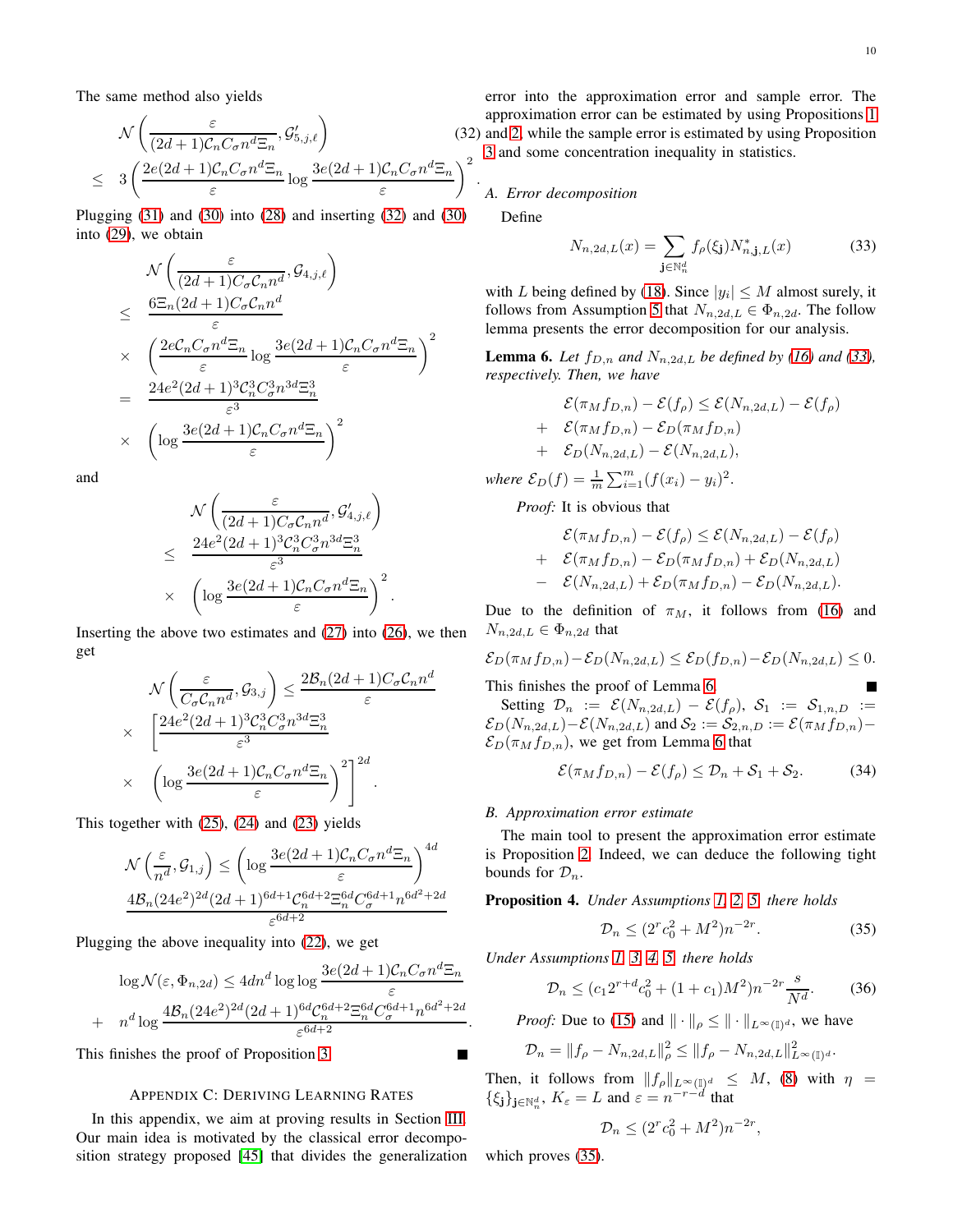The same method also yields

$$
\begin{aligned}
&\mathcal{N}\left(\frac{\varepsilon}{(2d+1)\mathcal{C}_nC_\sigma n^d\Xi_n},\mathcal{G}'_{5,j,\ell}\right)\\
\leq\ & 3\left(\frac{2e(2d+1)\mathcal{C}_nC_\sigma n^d\Xi_n}{\varepsilon}\log\frac{3e(2d+1)\mathcal{C}_nC_\sigma n^d\Xi_n}{\varepsilon}\right)^2.
\end{aligned}
\tag{32}
$$

Plugging (31) and (30) into (28) and inserting (32) and (30) into (29), we obtain

$$
\begin{aligned}
&\mathcal{N}\left(\frac{\varepsilon}{(2d+1)C_\sigma\mathcal{C}_nn^d},\mathcal{G}_{4,j,\ell}\right)\\
\leq\ & \frac{6\Xi_n(2d+1)C_\sigma\mathcal{C}_nn^d}{\varepsilon}\\
\times\ & \left(\frac{2e\mathcal{C}_nC_\sigma n^d\Xi_n}{\varepsilon}\log\frac{3e(2d+1)\mathcal{C}_nC_\sigma n^d\Xi_n}{\varepsilon}\right)^2\\
=\ & \frac{24e^2(2d+1)^3\mathcal{C}_n^3C_\sigma^3n^{3d}\Xi_n^3}{\varepsilon^3}\\
\times\ & \left(\log\frac{3e(2d+1)\mathcal{C}_nC_\sigma n^d\Xi_n}{\varepsilon}\right)^2
\end{aligned}
$$

and

$$
\begin{aligned}
&\mathcal{N}\left(\frac{\varepsilon}{(2d+1)C_\sigma\mathcal{C}_nn^d},\mathcal{G}'_{4,j,\ell}\right)\\
\leq\ & \frac{24e^2(2d+1)^3\mathcal{C}_n^3C_\sigma^3n^{3d}\Xi_n^3}{\varepsilon^3}\\
\times\ & \left(\log\frac{3e(2d+1)\mathcal{C}_nC_\sigma n^d\Xi_n}{\varepsilon}\right)^2.
\end{aligned}
$$

Inserting the above two estimates and (27) into (26), we then get

$$
\begin{aligned}
&\mathcal{N}\left(\frac{\varepsilon}{C_\sigma\mathcal{C}_nn^d},\mathcal{G}_{3,j}\right)\leq\frac{2\mathcal{B}_n(2d+1)C_\sigma\mathcal{C}_nn^d}{\varepsilon}\\
\times\ & \left[\frac{24e^2(2d+1)^3\mathcal{C}_n^3C_\sigma^3n^{3d}\Xi_n^3}{\varepsilon^3}\right.\\
\times\ & \left.\left(\log\frac{3e(2d+1)\mathcal{C}_nC_\sigma n^d\Xi_n}{\varepsilon}\right)^2\right]^{2d}.
\end{aligned}
$$

This together with (25), (24) and (23) yields

$$
\begin{aligned}
&\mathcal{N}\left(\frac{\varepsilon}{n^d},\mathcal{G}_{1,j}\right)\leq\left(\log\frac{3e(2d+1)\mathcal{C}_nC_\sigma n^d\Xi_n}{\varepsilon}\right)^{4d}\\
&\frac{4\mathcal{B}_n(24e^2)^{2d}(2d+1)^{6d+1}\mathcal{C}_n^{6d+2}\Xi_n^{6d}C_\sigma^{6d+1}n^{6d^2+2d}}{\varepsilon^{6d+2}}
\end{aligned}
$$

Plugging the above inequality into (22), we get

$$
\begin{aligned}
&\log\mathcal{N}(\varepsilon,\Phi_{n,2d})\leq 4dn^d\log\log\frac{3e(2d+1)\mathcal{C}_nC_\sigma n^d\Xi_n}{\varepsilon}\\
+\ & n^d\log\frac{4\mathcal{B}_n(24e^2)^{2d}(2d+1)^{6d}\mathcal{C}_n^{6d+2}\Xi_n^{6d}C_\sigma^{6d+1}n^{6d^2+2d}}{\varepsilon^{6d+2}}.
\end{aligned}
$$

This finishes the proof of Proposition 3. ∎

## Appendix C: Deriving Learning Rates

In this appendix, we aim at proving results in Section III. Our main idea is motivated by the classical error decomposition strategy proposed [45] that divides the generalization error into the approximation error and sample error. The approximation error can be estimated by using Propositions 1 and 2, while the sample error is estimated by using Proposition 3 and some concentration inequality in statistics.

### A. Error decomposition

Define

$$
N_{n,2d,L}(x)=\sum_{\mathbf{j}\in\mathbb{N}_n^d}f_\rho(\xi_{\mathbf{j}})N^*_{n,\mathbf{j},L}(x)
\tag{33}
$$

with $L$ being defined by (18). Since $|y_i|\leq M$ almost surely, it follows from Assumption 5 that $N_{n,2d,L}\in\Phi_{n,2d}$. The follow lemma presents the error decomposition for our analysis.

**Lemma 6.** *Let $f_{D,n}$ and $N_{n,2d,L}$ be defined by (16) and (33), respectively. Then, we have*

$$
\begin{aligned}
&\mathcal{E}(\pi_Mf_{D,n})-\mathcal{E}(f_\rho)\leq\mathcal{E}(N_{n,2d,L})-\mathcal{E}(f_\rho)\\
+\ & \mathcal{E}(\pi_Mf_{D,n})-\mathcal{E}_D(\pi_Mf_{D,n})\\
+\ & \mathcal{E}_D(N_{n,2d,L})-\mathcal{E}(N_{n,2d,L}),
\end{aligned}
$$

*where $\mathcal{E}_D(f)=\frac{1}{m}\sum_{i=1}^m(f(x_i)-y_i)^2$.*

*Proof:* It is obvious that

$$
\begin{aligned}
&\mathcal{E}(\pi_Mf_{D,n})-\mathcal{E}(f_\rho)\leq\mathcal{E}(N_{n,2d,L})-\mathcal{E}(f_\rho)\\
+\ & \mathcal{E}(\pi_Mf_{D,n})-\mathcal{E}_D(\pi_Mf_{D,n})+\mathcal{E}_D(N_{n,2d,L})\\
-\ & \mathcal{E}(N_{n,2d,L})+\mathcal{E}_D(\pi_Mf_{D,n})-\mathcal{E}_D(N_{n,2d,L}).
\end{aligned}
$$

Due to the definition of $\pi_M$, it follows from (16) and $N_{n,2d,L}\in\Phi_{n,2d}$ that

$$
\mathcal{E}_D(\pi_Mf_{D,n})-\mathcal{E}_D(N_{n,2d,L})\leq\mathcal{E}_D(f_{D,n})-\mathcal{E}_D(N_{n,2d,L})\leq 0.
$$

This finishes the proof of Lemma 6. ∎

Setting $\mathcal{D}_n:=\mathcal{E}(N_{n,2d,L})-\mathcal{E}(f_\rho)$, $\mathcal{S}_1:=\mathcal{S}_{1,n,D}:=\mathcal{E}_D(N_{n,2d,L})-\mathcal{E}(N_{n,2d,L})$ and $\mathcal{S}_2:=\mathcal{S}_{2,n,D}:=\mathcal{E}(\pi_Mf_{D,n})-\mathcal{E}_D(\pi_Mf_{D,n})$, we get from Lemma 6 that

$$
\mathcal{E}(\pi_Mf_{D,n})-\mathcal{E}(f_\rho)\leq\mathcal{D}_n+\mathcal{S}_1+\mathcal{S}_2.
\tag{34}
$$

### B. Approximation error estimate

The main tool to present the approximation error estimate is Proposition 2. Indeed, we can deduce the following tight bounds for $\mathcal{D}_n$.

**Proposition 4.** *Under Assumptions 1, 2, 5, there holds*

$$
\mathcal{D}_n\leq(2^rc_0^2+M^2)n^{-2r}.
\tag{35}
$$

*Under Assumptions 1, 3, 4, 5, there holds*

$$
\mathcal{D}_n\leq(c_12^{r+d}c_0^2+(1+c_1)M^2)n^{-2r}\frac{s}{N^d}.
\tag{36}
$$

*Proof:* Due to (15) and $\|\cdot\|_\rho\leq\|\cdot\|_{L^\infty(\mathbb{I})^d}$, we have

$$
\mathcal{D}_n=\|f_\rho-N_{n,2d,L}\|_\rho^2\leq\|f_\rho-N_{n,2d,L}\|^2_{L^\infty(\mathbb{I})^d}.
$$

Then, it follows from $\|f_\rho\|_{L^\infty(\mathbb{I})^d}\leq M$, (8) with $\eta=\{\xi_{\mathbf{j}}\}_{\mathbf{j}\in\mathbb{N}_n^d}$, $K_\varepsilon=L$ and $\varepsilon=n^{-r-d}$ that

$$
\mathcal{D}_n\leq(2^rc_0^2+M^2)n^{-2r},
$$

which proves (35).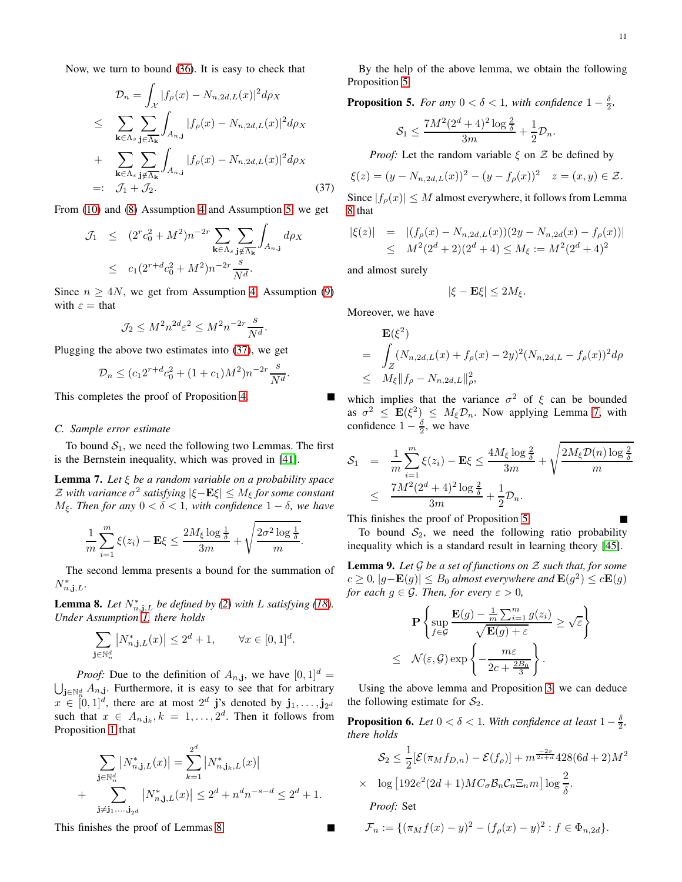Now, we turn to bound (36). It is easy to check that

$$
\begin{aligned}
\mathcal{D}_n &= \int_{\mathcal{X}} |f_\rho(x) - N_{n,2d,L}(x)|^2 d\rho_X \\
&\leq \sum_{\mathbf{k}\in\Lambda_s}\sum_{\mathbf{j}\in\overline{\Lambda_{\mathbf{k}}}} \int_{A_{n,\mathbf{j}}} |f_\rho(x) - N_{n,2d,L}(x)|^2 d\rho_X \\
&+ \sum_{\mathbf{k}\in\Lambda_s}\sum_{\mathbf{j}\notin\overline{\Lambda_{\mathbf{k}}}} \int_{A_{n,\mathbf{j}}} |f_\rho(x) - N_{n,2d,L}(x)|^2 d\rho_X \\
&=: \mathcal{J}_1 + \mathcal{J}_2. \qquad (37)
\end{aligned}
$$

From (10) and (8) Assumption 4 and Assumption 5, we get

$$
\begin{aligned}
\mathcal{J}_1 &\leq (2^r c_0^2 + M^2) n^{-2r} \sum_{\mathbf{k}\in\Lambda_s}\sum_{\mathbf{j}\notin\overline{\Lambda_{\mathbf{k}}}} \int_{A_{n,\mathbf{j}}} d\rho_X \\
&\leq c_1(2^{r+d}c_0^2 + M^2) n^{-2r} \frac{s}{N^d}.
\end{aligned}
$$

Since $n \geq 4N$, we get from Assumption 4, Assumption (9) with $\varepsilon =$ that

$$
\mathcal{J}_2 \leq M^2 n^{2d} \varepsilon^2 \leq M^2 n^{-2r} \frac{s}{N^d}.
$$

Plugging the above two estimates into (37), we get

$$
\mathcal{D}_n \leq (c_1 2^{r+d} c_0^2 + (1+c_1)M^2) n^{-2r} \frac{s}{N^d}.
$$

This completes the proof of Proposition 4. ∎

### C. Sample error estimate

To bound $\mathcal{S}_1$, we need the following two Lemmas. The first is the Bernstein inequality, which was proved in [41].

**Lemma 7.** *Let $\xi$ be a random variable on a probability space $\mathcal{Z}$ with variance $\sigma^2$ satisfying $|\xi - \mathbf{E}\xi| \leq M_\xi$ for some constant $M_\xi$. Then for any $0<\delta<1$, with confidence $1-\delta$, we have*

$$
\frac{1}{m}\sum_{i=1}^m \xi(z_i) - \mathbf{E}\xi \leq \frac{2M_\xi \log\frac{1}{\delta}}{3m} + \sqrt{\frac{2\sigma^2 \log\frac{1}{\delta}}{m}}.
$$

The second lemma presents a bound for the summation of $N^*_{n,\mathbf{j},L}$.

**Lemma 8.** *Let $N^*_{n,\mathbf{j},L}$ be defined by (2) with $L$ satisfying (18). Under Assumption 1, there holds*

$$
\sum_{\mathbf{j}\in\mathbb{N}_n^d} |N^*_{n,\mathbf{j},L}(x)| \leq 2^d + 1, \qquad \forall x \in [0,1]^d.
$$

*Proof:* Due to the definition of $A_{n,\mathbf{j}}$, we have $[0,1]^d = \bigcup_{\mathbf{j}\in\mathbb{N}_n^d} A_{n,\mathbf{j}}$. Furthermore, it is easy to see that for arbitrary $x\in[0,1]^d$, there are at most $2^d$ $\mathbf{j}$'s denoted by $\mathbf{j}_1,\dots,\mathbf{j}_{2^d}$ such that $x\in A_{n,\mathbf{j}_k}, k=1,\dots,2^d$. Then it follows from Proposition 1 that

$$
\begin{aligned}
&\sum_{\mathbf{j}\in\mathbb{N}_n^d} |N^*_{n,\mathbf{j},L}(x)| = \sum_{k=1}^{2^d} |N^*_{n,\mathbf{j}_k,L}(x)| \\
&+ \sum_{\mathbf{j}\neq\mathbf{j}_1,\dots,\mathbf{j}_{2^d}} |N^*_{n,\mathbf{j},L}(x)| \leq 2^d + n^d n^{-s-d} \leq 2^d + 1.
\end{aligned}
$$

This finishes the proof of Lemmas 8. ∎

By the help of the above lemma, we obtain the following Proposition 5.

**Proposition 5.** *For any $0<\delta<1$, with confidence $1-\frac{\delta}{2}$,*

$$
\mathcal{S}_1 \leq \frac{7M^2(2^d+4)^2 \log\frac{2}{\delta}}{3m} + \frac{1}{2}\mathcal{D}_n.
$$

*Proof:* Let the random variable $\xi$ on $\mathcal{Z}$ be defined by

$$
\xi(z) = (y - N_{n,2d,L}(x))^2 - (y - f_\rho(x))^2 \quad z=(x,y)\in\mathcal{Z}.
$$

Since $|f_\rho(x)| \leq M$ almost everywhere, it follows from Lemma 8 that

$$
\begin{aligned}
|\xi(z)| &= |(f_\rho(x) - N_{n,2d,L}(x))(2y - N_{n,2d}(x) - f_\rho(x))| \\
&\leq M^2(2^d+2)(2^d+4) \leq M_\xi := M^2(2^d+4)^2
\end{aligned}
$$

and almost surely

$$
|\xi - \mathbf{E}\xi| \leq 2M_\xi.
$$

Moreover, we have

$$
\begin{aligned}
&\mathbf{E}(\xi^2) \\
&= \int_Z (N_{n,2d,L}(x) + f_\rho(x) - 2y)^2 (N_{n,2d,L} - f_\rho(x))^2 d\rho \\
&\leq M_\xi \|f_\rho - N_{n,2d,L}\|_\rho^2,
\end{aligned}
$$

which implies that the variance $\sigma^2$ of $\xi$ can be bounded as $\sigma^2 \leq \mathbf{E}(\xi^2) \leq M_\xi \mathcal{D}_n$. Now applying Lemma 7, with confidence $1-\frac{\delta}{2}$, we have

$$
\begin{aligned}
\mathcal{S}_1 &= \frac{1}{m}\sum_{i=1}^m \xi(z_i) - \mathbf{E}\xi \leq \frac{4M_\xi \log\frac{2}{\delta}}{3m} + \sqrt{\frac{2M_\xi \mathcal{D}(n)\log\frac{2}{\delta}}{m}} \\
&\leq \frac{7M^2(2^d+4)^2\log\frac{2}{\delta}}{3m} + \frac{1}{2}\mathcal{D}_n.
\end{aligned}
$$

This finishes the proof of Proposition 5. ∎

To bound $\mathcal{S}_2$, we need the following ratio probability inequality which is a standard result in learning theory [45].

**Lemma 9.** *Let $\mathcal{G}$ be a set of functions on $\mathcal{Z}$ such that, for some $c\geq 0$, $|g - \mathbf{E}(g)| \leq B_0$ almost everywhere and $\mathbf{E}(g^2) \leq c\mathbf{E}(g)$ for each $g\in\mathcal{G}$. Then, for every $\varepsilon>0$,*

$$
\begin{aligned}
&\mathbf{P}\left\{\sup_{f\in\mathcal{G}} \frac{\mathbf{E}(g) - \frac{1}{m}\sum_{i=1}^m g(z_i)}{\sqrt{\mathbf{E}(g)+\varepsilon}} \geq \sqrt{\varepsilon}\right\} \\
&\leq \mathcal{N}(\varepsilon,\mathcal{G}) \exp\left\{-\frac{m\varepsilon}{2c + \frac{2B_0}{3}}\right\}.
\end{aligned}
$$

Using the above lemma and Proposition 3, we can deduce the following estimate for $\mathcal{S}_2$.

**Proposition 6.** *Let $0<\delta<1$. With confidence at least $1-\frac{\delta}{2}$, there holds*

$$
\begin{aligned}
\mathcal{S}_2 &\leq \frac{1}{2}[\mathcal{E}(\pi_M f_{D,n}) - \mathcal{E}(f_\rho)] + m^{\frac{-2s}{2s+d}} 428(6d+2)M^2 \\
&\times \log\left[192e^2(2d+1)MC_\sigma\mathcal{B}_n\mathcal{C}_n\Xi_n m\right]\log\frac{2}{\delta}.
\end{aligned}
$$

*Proof:* Set

$$
\mathcal{F}_n := \{(\pi_M f(x) - y)^2 - (f_\rho(x) - y)^2 : f\in\Phi_{n,2d}\}.
$$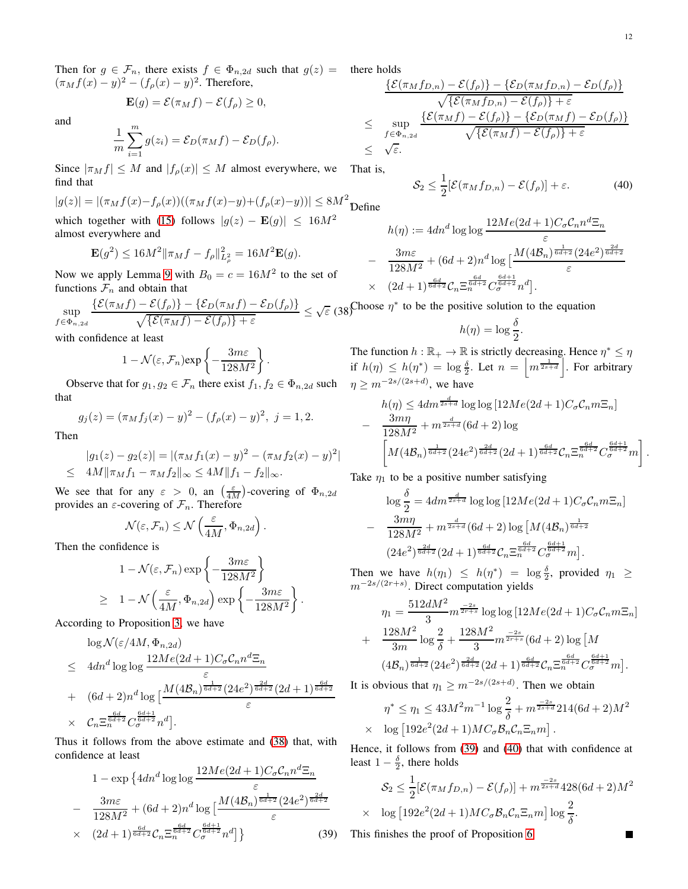Then for $g \in \mathcal{F}_n$, there exists $f \in \Phi_{n,2d}$ such that $g(z) = (\pi_M f(x) - y)^2 - (f_\rho(x) - y)^2$. Therefore,

$$\mathbf{E}(g) = \mathcal{E}(\pi_M f) - \mathcal{E}(f_\rho) \geq 0,$$

and

$$\frac{1}{m}\sum_{i=1}^{m} g(z_i) = \mathcal{E}_D(\pi_M f) - \mathcal{E}_D(f_\rho).$$

Since $|\pi_M f| \leq M$ and $|f_\rho(x)| \leq M$ almost everywhere, we find that

$$|g(z)| = |(\pi_M f(x) - f_\rho(x))((\pi_M f(x) - y) + (f_\rho(x) - y))| \leq 8M^2,$$

which together with (15) follows $|g(z) - \mathbf{E}(g)| \leq 16M^2$ almost everywhere and

$$\mathbf{E}(g^2) \leq 16M^2 \|\pi_M f - f_\rho\|_{L^2_\rho}^2 = 16M^2 \mathbf{E}(g).$$

Now we apply Lemma 9 with $B_0 = c = 16M^2$ to the set of functions $\mathcal{F}_n$ and obtain that

$$\sup_{f \in \Phi_{n,2d}} \frac{\{\mathcal{E}(\pi_M f) - \mathcal{E}(f_\rho)\} - \{\mathcal{E}_D(\pi_M f) - \mathcal{E}_D(f_\rho)\}}{\sqrt{\{\mathcal{E}(\pi_M f) - \mathcal{E}(f_\rho)\} + \varepsilon}} \leq \sqrt{\varepsilon} \quad (38)$$

with confidence at least

$$1 - \mathcal{N}(\varepsilon, \mathcal{F}_n)\exp\left\{-\frac{3m\varepsilon}{128M^2}\right\}.$$

Observe that for $g_1, g_2 \in \mathcal{F}_n$ there exist $f_1, f_2 \in \Phi_{n,2d}$ such that

$$g_j(z) = (\pi_M f_j(x) - y)^2 - (f_\rho(x) - y)^2, \ j = 1, 2.$$

Then

$$\begin{aligned}
&|g_1(z) - g_2(z)| = |(\pi_M f_1(x) - y)^2 - (\pi_M f_2(x) - y)^2| \\
\leq\ & 4M\|\pi_M f_1 - \pi_M f_2\|_\infty \leq 4M\|f_1 - f_2\|_\infty.
\end{aligned}$$

We see that for any $\varepsilon > 0$, an $\left(\frac{\varepsilon}{4M}\right)$-covering of $\Phi_{n,2d}$ provides an $\varepsilon$-covering of $\mathcal{F}_n$. Therefore

$$\mathcal{N}(\varepsilon, \mathcal{F}_n) \leq \mathcal{N}\left(\frac{\varepsilon}{4M}, \Phi_{n,2d}\right).$$

Then the confidence is

$$\begin{aligned}
&1 - \mathcal{N}(\varepsilon, \mathcal{F}_n)\exp\left\{-\frac{3m\varepsilon}{128M^2}\right\} \\
\geq\ & 1 - \mathcal{N}\left(\frac{\varepsilon}{4M}, \Phi_{n,2d}\right)\exp\left\{-\frac{3m\varepsilon}{128M^2}\right\}.
\end{aligned}$$

According to Proposition 3, we have

$$\begin{aligned}
&\log \mathcal{N}(\varepsilon/4M, \Phi_{n,2d}) \\
\leq\ & 4dn^d \log\log\frac{12Me(2d+1)C_\sigma \mathcal{C}_n n^d \Xi_n}{\varepsilon} \\
+\ & (6d+2)n^d \log\Big[\frac{M(4\mathcal{B}_n)^{\frac{1}{6d+2}}(24e^2)^{\frac{2d}{6d+2}}(2d+1)^{\frac{6d}{6d+2}}}{\varepsilon} \\
\times\ & \mathcal{C}_n \Xi_n^{\frac{6d}{6d+2}} C_\sigma^{\frac{6d+1}{6d+2}} n^d\Big].
\end{aligned}$$

Thus it follows from the above estimate and (38) that, with confidence at least

$$\begin{aligned}
&1 - \exp\Big\{4dn^d \log\log\frac{12Me(2d+1)C_\sigma \mathcal{C}_n n^d \Xi_n}{\varepsilon} \\
-\ & \frac{3m\varepsilon}{128M^2} + (6d+2)n^d \log\Big[\frac{M(4\mathcal{B}_n)^{\frac{1}{6d+2}}(24e^2)^{\frac{2d}{6d+2}}}{\varepsilon} \\
\times\ & (2d+1)^{\frac{6d}{6d+2}} \mathcal{C}_n \Xi_n^{\frac{6d}{6d+2}} C_\sigma^{\frac{6d+1}{6d+2}} n^d\Big]\Big\} \quad (39)
\end{aligned}$$

there holds

$$\begin{aligned}
&\frac{\{\mathcal{E}(\pi_M f_{D,n}) - \mathcal{E}(f_\rho)\} - \{\mathcal{E}_D(\pi_M f_{D,n}) - \mathcal{E}_D(f_\rho)\}}{\sqrt{\{\mathcal{E}(\pi_M f_{D,n}) - \mathcal{E}(f_\rho)\} + \varepsilon}} \\
\leq\ & \sup_{f \in \Phi_{n,2d}} \frac{\{\mathcal{E}(\pi_M f) - \mathcal{E}(f_\rho)\} - \{\mathcal{E}_D(\pi_M f) - \mathcal{E}_D(f_\rho)\}}{\sqrt{\{\mathcal{E}(\pi_M f) - \mathcal{E}(f_\rho)\} + \varepsilon}} \\
\leq\ & \sqrt{\varepsilon}.
\end{aligned}$$

That is,

$$\mathcal{S}_2 \leq \frac{1}{2}[\mathcal{E}(\pi_M f_{D,n}) - \mathcal{E}(f_\rho)] + \varepsilon. \quad (40)$$

Define

$$\begin{aligned}
h(\eta) :=\ & 4dn^d \log\log\frac{12Me(2d+1)C_\sigma \mathcal{C}_n n^d \Xi_n}{\varepsilon} \\
-\ & \frac{3m\varepsilon}{128M^2} + (6d+2)n^d \log\Big[\frac{M(4\mathcal{B}_n)^{\frac{1}{6d+2}}(24e^2)^{\frac{2d}{6d+2}}}{\varepsilon} \\
\times\ & (2d+1)^{\frac{6d}{6d+2}} \mathcal{C}_n \Xi_n^{\frac{6d}{6d+2}} C_\sigma^{\frac{6d+1}{6d+2}} n^d\Big].
\end{aligned}$$

Choose $\eta^*$ to be the positive solution to the equation

$$h(\eta) = \log\frac{\delta}{2}.$$

The function $h : \mathbb{R}_+ \to \mathbb{R}$ is strictly decreasing. Hence $\eta^* \leq \eta$ if $h(\eta) \leq h(\eta^*) = \log\frac{\delta}{2}$. Let $n = \left\lfloor m^{\frac{1}{2s+d}} \right\rfloor$. For arbitrary $\eta \geq m^{-2s/(2s+d)}$, we have

$$\begin{aligned}
&h(\eta) \leq 4dm^{\frac{d}{2s+d}} \log\log\left[12Me(2d+1)C_\sigma \mathcal{C}_n m \Xi_n\right] \\
-\ & \frac{3m\eta}{128M^2} + m^{\frac{d}{2s+d}}(6d+2)\log \\
& \left[M(4\mathcal{B}_n)^{\frac{1}{6d+2}}(24e^2)^{\frac{2d}{6d+2}}(2d+1)^{\frac{6d}{6d+2}} \mathcal{C}_n \Xi_n^{\frac{6d}{6d+2}} C_\sigma^{\frac{6d+1}{6d+2}} m\right].
\end{aligned}$$

Take $\eta_1$ to be a positive number satisfying

$$\begin{aligned}
&\log\frac{\delta}{2} = 4dm^{\frac{d}{2s+d}} \log\log\left[12Me(2d+1)C_\sigma \mathcal{C}_n m \Xi_n\right] \\
-\ & \frac{3m\eta}{128M^2} + m^{\frac{d}{2s+d}}(6d+2)\log\big[M(4\mathcal{B}_n)^{\frac{1}{6d+2}} \\
& (24e^2)^{\frac{2d}{6d+2}}(2d+1)^{\frac{6d}{6d+2}} \mathcal{C}_n \Xi_n^{\frac{6d}{6d+2}} C_\sigma^{\frac{6d+1}{6d+2}} m\big].
\end{aligned}$$

Then we have $h(\eta_1) \leq h(\eta^*) = \log\frac{\delta}{2}$, provided $\eta_1 \geq m^{-2s/(2r+s)}$. Direct computation yields

$$\begin{aligned}
\eta_1 =\ & \frac{512dM^2}{3} m^{\frac{-2s}{2r+s}} \log\log\left[12Me(2d+1)C_\sigma \mathcal{C}_n m \Xi_n\right] \\
+\ & \frac{128M^2}{3m}\log\frac{2}{\delta} + \frac{128M^2}{3} m^{\frac{-2s}{2r+s}}(6d+2)\log\big[M \\
& (4\mathcal{B}_n)^{\frac{1}{6d+2}}(24e^2)^{\frac{2d}{6d+2}}(2d+1)^{\frac{6d}{6d+2}} \mathcal{C}_n \Xi_n^{\frac{6d}{6d+2}} C_\sigma^{\frac{6d+1}{6d+2}} m\big].
\end{aligned}$$

It is obvious that $\eta_1 \geq m^{-2s/(2s+d)}$. Then we obtain

$$\begin{aligned}
&\eta^* \leq \eta_1 \leq 43M^2 m^{-1}\log\frac{2}{\delta} + m^{\frac{-2s}{2s+d}} 214(6d+2)M^2 \\
\times\ & \log\left[192e^2(2d+1)MC_\sigma \mathcal{B}_n \mathcal{C}_n \Xi_n m\right].
\end{aligned}$$

Hence, it follows from (39) and (40) that with confidence at least $1 - \frac{\delta}{2}$, there holds

$$\begin{aligned}
&\mathcal{S}_2 \leq \frac{1}{2}[\mathcal{E}(\pi_M f_{D,n}) - \mathcal{E}(f_\rho)] + m^{\frac{-2s}{2s+d}} 428(6d+2)M^2 \\
\times\ & \log\left[192e^2(2d+1)MC_\sigma \mathcal{B}_n \mathcal{C}_n \Xi_n m\right]\log\frac{2}{\delta}.
\end{aligned}$$

This finishes the proof of Proposition 6. ∎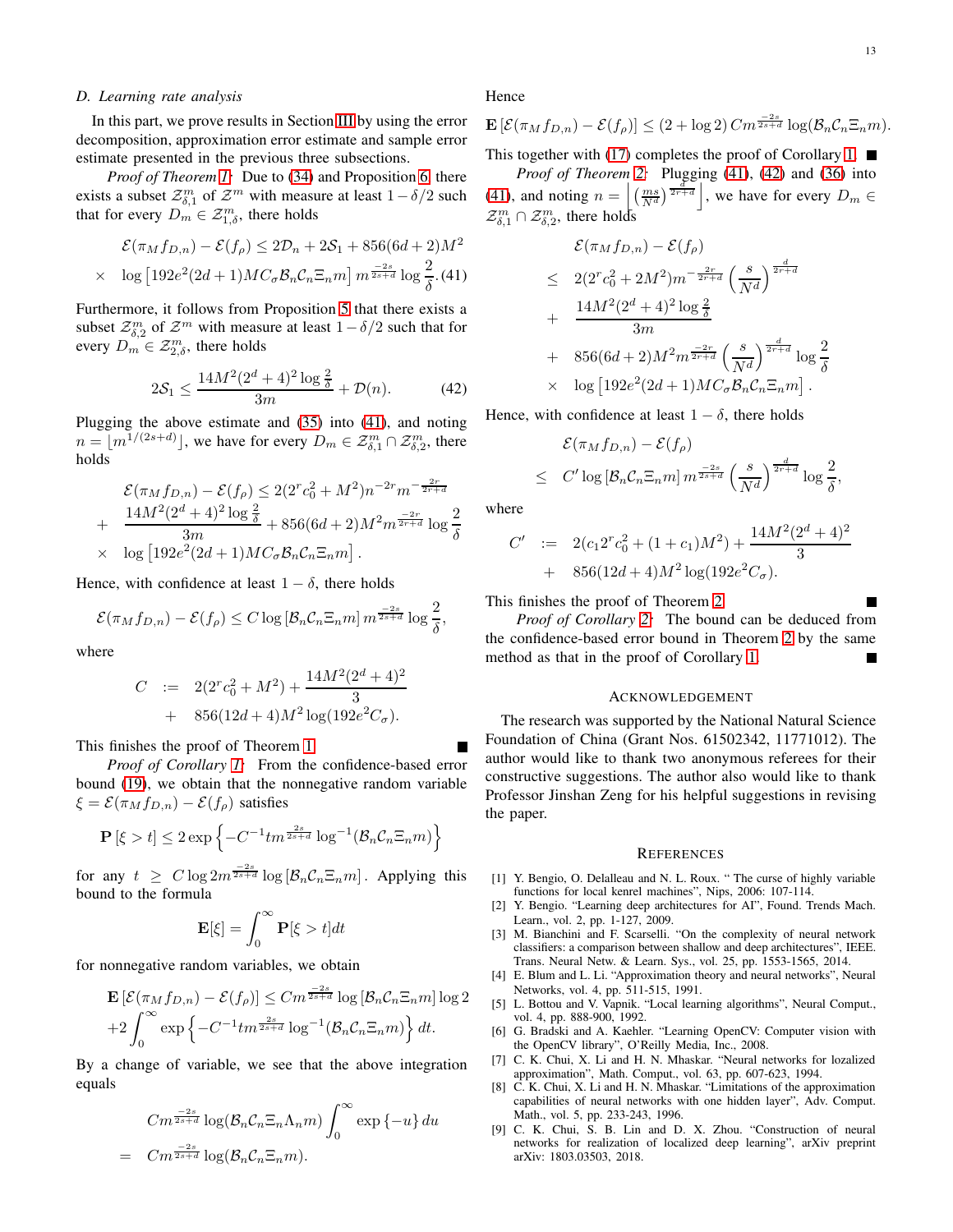### D. Learning rate analysis

In this part, we prove results in Section III by using the error decomposition, approximation error estimate and sample error estimate presented in the previous three subsections.

*Proof of Theorem 1:* Due to (34) and Proposition 6, there exists a subset $\mathcal{Z}^m_{\delta,1}$ of $\mathcal{Z}^m$ with measure at least $1-\delta/2$ such that for every $D_m \in \mathcal{Z}^m_{1,\delta}$, there holds

$$
\begin{aligned}
&\mathcal{E}(\pi_M f_{D,n}) - \mathcal{E}(f_\rho) \leq 2\mathcal{D}_n + 2\mathcal{S}_1 + 856(6d+2)M^2 \\
\times\ &\log\left[192e^2(2d+1)MC_\sigma \mathcal{B}_n\mathcal{C}_n\Xi_n m\right] m^{\frac{-2s}{2s+d}} \log\frac{2}{\delta}. \quad (41)
\end{aligned}
$$

Furthermore, it follows from Proposition 5 that there exists a subset $\mathcal{Z}^m_{\delta,2}$ of $\mathcal{Z}^m$ with measure at least $1-\delta/2$ such that for every $D_m \in \mathcal{Z}^m_{2,\delta}$, there holds

$$
2\mathcal{S}_1 \leq \frac{14M^2(2^d+4)^2\log\frac{2}{\delta}}{3m} + \mathcal{D}(n). \quad (42)
$$

Plugging the above estimate and (35) into (41), and noting $n = \lfloor m^{1/(2s+d)} \rfloor$, we have for every $D_m \in \mathcal{Z}^m_{\delta,1}\cap\mathcal{Z}^m_{\delta,2}$, there holds

$$
\begin{aligned}
&\mathcal{E}(\pi_M f_{D,n}) - \mathcal{E}(f_\rho) \leq 2(2^r c_0^2 + M^2) n^{-2r} m^{-\frac{2r}{2r+d}} \\
+\ &\frac{14M^2(2^d+4)^2\log\frac{2}{\delta}}{3m} + 856(6d+2)M^2 m^{\frac{-2r}{2r+d}}\log\frac{2}{\delta} \\
\times\ &\log\left[192e^2(2d+1)MC_\sigma\mathcal{B}_n\mathcal{C}_n\Xi_n m\right].
\end{aligned}
$$

Hence, with confidence at least $1-\delta$, there holds

$$
\mathcal{E}(\pi_M f_{D,n}) - \mathcal{E}(f_\rho) \leq C\log\left[\mathcal{B}_n\mathcal{C}_n\Xi_n m\right] m^{\frac{-2s}{2s+d}}\log\frac{2}{\delta},
$$

where

$$
\begin{aligned}
C \ &:=\ 2(2^r c_0^2 + M^2) + \frac{14M^2(2^d+4)^2}{3} \\
&+\ 856(12d+4)M^2\log(192e^2 C_\sigma).
\end{aligned}
$$

This finishes the proof of Theorem 1. ∎

*Proof of Corollary 1:* From the confidence-based error bound (19), we obtain that the nonnegative random variable $\xi = \mathcal{E}(\pi_M f_{D,n}) - \mathcal{E}(f_\rho)$ satisfies

$$
\mathbf{P}\left[\xi > t\right] \leq 2\exp\left\{-C^{-1} t m^{\frac{2s}{2s+d}} \log^{-1}(\mathcal{B}_n\mathcal{C}_n\Xi_n m)\right\}
$$

for any $t \geq C\log 2 m^{\frac{-2s}{2s+d}}\log\left[\mathcal{B}_n\mathcal{C}_n\Xi_n m\right]$. Applying this bound to the formula

$$
\mathbf{E}[\xi] = \int_0^\infty \mathbf{P}[\xi > t]dt
$$

for nonnegative random variables, we obtain

$$
\begin{aligned}
&\mathbf{E}\left[\mathcal{E}(\pi_M f_{D,n}) - \mathcal{E}(f_\rho)\right] \leq C m^{\frac{-2s}{2s+d}}\log\left[\mathcal{B}_n\mathcal{C}_n\Xi_n m\right]\log 2 \\
&+2\int_0^\infty \exp\left\{-C^{-1} t m^{\frac{2s}{2s+d}}\log^{-1}(\mathcal{B}_n\mathcal{C}_n\Xi_n m)\right\} dt.
\end{aligned}
$$

By a change of variable, we see that the above integration equals

$$
\begin{aligned}
&C m^{\frac{-2s}{2s+d}}\log(\mathcal{B}_n\mathcal{C}_n\Xi_n\Lambda_n m)\int_0^\infty \exp\left\{-u\right\} du \\
=\ &C m^{\frac{-2s}{2s+d}}\log(\mathcal{B}_n\mathcal{C}_n\Xi_n m).
\end{aligned}
$$

Hence

$$
\mathbf{E}\left[\mathcal{E}(\pi_M f_{D,n}) - \mathcal{E}(f_\rho)\right] \leq (2+\log 2)\, C m^{\frac{-2s}{2s+d}}\log(\mathcal{B}_n\mathcal{C}_n\Xi_n m).
$$

This together with (17) completes the proof of Corollary 1. ∎

*Proof of Theorem 2:* Plugging (41), (42) and (36) into (41), and noting $n = \left\lfloor \left(\frac{ms}{N^d}\right)^{\frac{d}{2r+d}} \right\rfloor$, we have for every $D_m \in \mathcal{Z}^m_{\delta,1}\cap\mathcal{Z}^m_{\delta,2}$, there holds

$$
\begin{aligned}
&\mathcal{E}(\pi_M f_{D,n}) - \mathcal{E}(f_\rho) \\
\leq\ & 2(2^r c_0^2 + 2M^2) m^{-\frac{2r}{2r+d}}\left(\frac{s}{N^d}\right)^{\frac{d}{2r+d}} \\
+\ & \frac{14M^2(2^d+4)^2\log\frac{2}{\delta}}{3m} \\
+\ & 856(6d+2)M^2 m^{\frac{-2r}{2r+d}}\left(\frac{s}{N^d}\right)^{\frac{d}{2r+d}}\log\frac{2}{\delta} \\
\times\ & \log\left[192e^2(2d+1)MC_\sigma\mathcal{B}_n\mathcal{C}_n\Xi_n m\right].
\end{aligned}
$$

Hence, with confidence at least $1-\delta$, there holds

$$
\begin{aligned}
&\mathcal{E}(\pi_M f_{D,n}) - \mathcal{E}(f_\rho) \\
\leq\ & C'\log\left[\mathcal{B}_n\mathcal{C}_n\Xi_n m\right] m^{\frac{-2s}{2s+d}}\left(\frac{s}{N^d}\right)^{\frac{d}{2r+d}}\log\frac{2}{\delta},
\end{aligned}
$$

where

$$
\begin{aligned}
C' \ &:=\ 2(c_1 2^r c_0^2 + (1+c_1)M^2) + \frac{14M^2(2^d+4)^2}{3} \\
&+\ 856(12d+4)M^2\log(192e^2 C_\sigma).
\end{aligned}
$$

This finishes the proof of Theorem 2. ∎

*Proof of Corollary 2:* The bound can be deduced from the confidence-based error bound in Theorem 2 by the same method as that in the proof of Corollary 1. ∎

## Acknowledgement

The research was supported by the National Natural Science Foundation of China (Grant Nos. 61502342, 11771012). The author would like to thank two anonymous referees for their constructive suggestions. The author also would like to thank Professor Jinshan Zeng for his helpful suggestions in revising the paper.

## References

[1] Y. Bengio, O. Delalleau and N. L. Roux. " The curse of highly variable functions for local kenrel machines", Nips, 2006: 107-114.

[2] Y. Bengio. "Learning deep architectures for AI", Found. Trends Mach. Learn., vol. 2, pp. 1-127, 2009.

[3] M. Bianchini and F. Scarselli. "On the complexity of neural network classifiers: a comparison between shallow and deep architectures", IEEE. Trans. Neural Netw. & Learn. Sys., vol. 25, pp. 1553-1565, 2014.

[4] E. Blum and L. Li. "Approximation theory and neural networks", Neural Networks, vol. 4, pp. 511-515, 1991.

[5] L. Bottou and V. Vapnik. "Local learning algorithms", Neural Comput., vol. 4, pp. 888-900, 1992.

[6] G. Bradski and A. Kaehler. "Learning OpenCV: Computer vision with the OpenCV library", O'Reilly Media, Inc., 2008.

[7] C. K. Chui, X. Li and H. N. Mhaskar. "Neural networks for lozalized approximation", Math. Comput., vol. 63, pp. 607-623, 1994.

[8] C. K. Chui, X. Li and H. N. Mhaskar. "Limitations of the approximation capabilities of neural networks with one hidden layer", Adv. Comput. Math., vol. 5, pp. 233-243, 1996.

[9] C. K. Chui, S. B. Lin and D. X. Zhou. "Construction of neural networks for realization of localized deep learning", arXiv preprint arXiv: 1803.03503, 2018.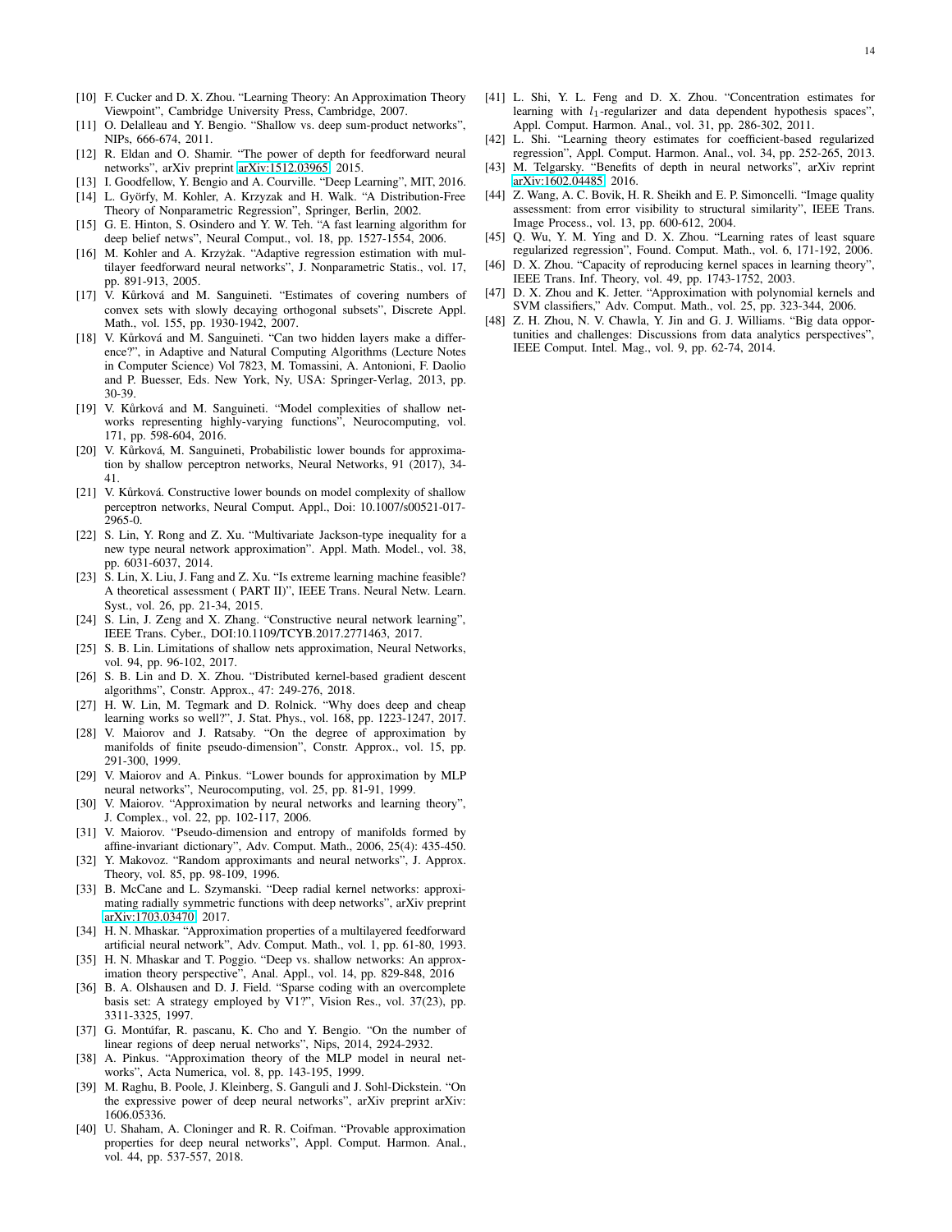[10] F. Cucker and D. X. Zhou. "Learning Theory: An Approximation Theory Viewpoint", Cambridge University Press, Cambridge, 2007.

[11] O. Delalleau and Y. Bengio. "Shallow vs. deep sum-product networks", NIPs, 666-674, 2011.

[12] R. Eldan and O. Shamir. "The power of depth for feedforward neural networks", arXiv preprint arXiv:1512.03965, 2015.

[13] I. Goodfellow, Y. Bengio and A. Courville. "Deep Learning", MIT, 2016.

[14] L. Györfy, M. Kohler, A. Krzyzak and H. Walk. "A Distribution-Free Theory of Nonparametric Regression", Springer, Berlin, 2002.

[15] G. E. Hinton, S. Osindero and Y. W. Teh. "A fast learning algorithm for deep belief netws", Neural Comput., vol. 18, pp. 1527-1554, 2006.

[16] M. Kohler and A. Krzyżak. "Adaptive regression estimation with multilayer feedforward neural networks", J. Nonparametric Statis., vol. 17, pp. 891-913, 2005.

[17] V. Kůrková and M. Sanguineti. "Estimates of covering numbers of convex sets with slowly decaying orthogonal subsets", Discrete Appl. Math., vol. 155, pp. 1930-1942, 2007.

[18] V. Kůrková and M. Sanguineti. "Can two hidden layers make a difference?", in Adaptive and Natural Computing Algorithms (Lecture Notes in Computer Science) Vol 7823, M. Tomassini, A. Antonioni, F. Daolio and P. Buesser, Eds. New York, Ny, USA: Springer-Verlag, 2013, pp. 30-39.

[19] V. Kůrková and M. Sanguineti. "Model complexities of shallow networks representing highly-varying functions", Neurocomputing, vol. 171, pp. 598-604, 2016.

[20] V. Kůrková, M. Sanguineti, Probabilistic lower bounds for approximation by shallow perceptron networks, Neural Networks, 91 (2017), 34-41.

[21] V. Kůrková. Constructive lower bounds on model complexity of shallow perceptron networks, Neural Comput. Appl., Doi: 10.1007/s00521-017-2965-0.

[22] S. Lin, Y. Rong and Z. Xu. "Multivariate Jackson-type inequality for a new type neural network approximation". Appl. Math. Model., vol. 38, pp. 6031-6037, 2014.

[23] S. Lin, X. Liu, J. Fang and Z. Xu. "Is extreme learning machine feasible? A theoretical assessment ( PART II)", IEEE Trans. Neural Netw. Learn. Syst., vol. 26, pp. 21-34, 2015.

[24] S. Lin, J. Zeng and X. Zhang. "Constructive neural network learning", IEEE Trans. Cyber., DOI:10.1109/TCYB.2017.2771463, 2017.

[25] S. B. Lin. Limitations of shallow nets approximation, Neural Networks, vol. 94, pp. 96-102, 2017.

[26] S. B. Lin and D. X. Zhou. "Distributed kernel-based gradient descent algorithms", Constr. Approx., 47: 249-276, 2018.

[27] H. W. Lin, M. Tegmark and D. Rolnick. "Why does deep and cheap learning works so well?", J. Stat. Phys., vol. 168, pp. 1223-1247, 2017.

[28] V. Maiorov and J. Ratsaby. "On the degree of approximation by manifolds of finite pseudo-dimension", Constr. Approx., vol. 15, pp. 291-300, 1999.

[29] V. Maiorov and A. Pinkus. "Lower bounds for approximation by MLP neural networks", Neurocomputing, vol. 25, pp. 81-91, 1999.

[30] V. Maiorov. "Approximation by neural networks and learning theory", J. Complex., vol. 22, pp. 102-117, 2006.

[31] V. Maiorov. "Pseudo-dimension and entropy of manifolds formed by affine-invariant dictionary", Adv. Comput. Math., 2006, 25(4): 435-450.

[32] Y. Makovoz. "Random approximants and neural networks", J. Approx. Theory, vol. 85, pp. 98-109, 1996.

[33] B. McCane and L. Szymanski. "Deep radial kernel networks: approximating radially symmetric functions with deep networks", arXiv preprint arXiv:1703.03470, 2017.

[34] H. N. Mhaskar. "Approximation properties of a multilayered feedforward artificial neural network", Adv. Comput. Math., vol. 1, pp. 61-80, 1993.

[35] H. N. Mhaskar and T. Poggio. "Deep vs. shallow networks: An approximation theory perspective", Anal. Appl., vol. 14, pp. 829-848, 2016

[36] B. A. Olshausen and D. J. Field. "Sparse coding with an overcomplete basis set: A strategy employed by V1?", Vision Res., vol. 37(23), pp. 3311-3325, 1997.

[37] G. Montúfar, R. pascanu, K. Cho and Y. Bengio. "On the number of linear regions of deep nerual networks", Nips, 2014, 2924-2932.

[38] A. Pinkus. "Approximation theory of the MLP model in neural networks", Acta Numerica, vol. 8, pp. 143-195, 1999.

[39] M. Raghu, B. Poole, J. Kleinberg, S. Ganguli and J. Sohl-Dickstein. "On the expressive power of deep neural networks", arXiv preprint arXiv: 1606.05336.

[40] U. Shaham, A. Cloninger and R. R. Coifman. "Provable approximation properties for deep neural networks", Appl. Comput. Harmon. Anal., vol. 44, pp. 537-557, 2018.

[41] L. Shi, Y. L. Feng and D. X. Zhou. "Concentration estimates for learning with $l_1$-regularizer and data dependent hypothesis spaces", Appl. Comput. Harmon. Anal., vol. 31, pp. 286-302, 2011.

[42] L. Shi. "Learning theory estimates for coefficient-based regularized regression", Appl. Comput. Harmon. Anal., vol. 34, pp. 252-265, 2013.

[43] M. Telgarsky. "Benefits of depth in neural networks", arXiv reprint arXiv:1602.04485, 2016.

[44] Z. Wang, A. C. Bovik, H. R. Sheikh and E. P. Simoncelli. "Image quality assessment: from error visibility to structural similarity", IEEE Trans. Image Process., vol. 13, pp. 600-612, 2004.

[45] Q. Wu, Y. M. Ying and D. X. Zhou. "Learning rates of least square regularized regression", Found. Comput. Math., vol. 6, 171-192, 2006.

[46] D. X. Zhou. "Capacity of reproducing kernel spaces in learning theory", IEEE Trans. Inf. Theory, vol. 49, pp. 1743-1752, 2003.

[47] D. X. Zhou and K. Jetter. "Approximation with polynomial kernels and SVM classifiers," Adv. Comput. Math., vol. 25, pp. 323-344, 2006.

[48] Z. H. Zhou, N. V. Chawla, Y. Jin and G. J. Williams. "Big data opportunities and challenges: Discussions from data analytics perspectives", IEEE Comput. Intel. Mag., vol. 9, pp. 62-74, 2014.